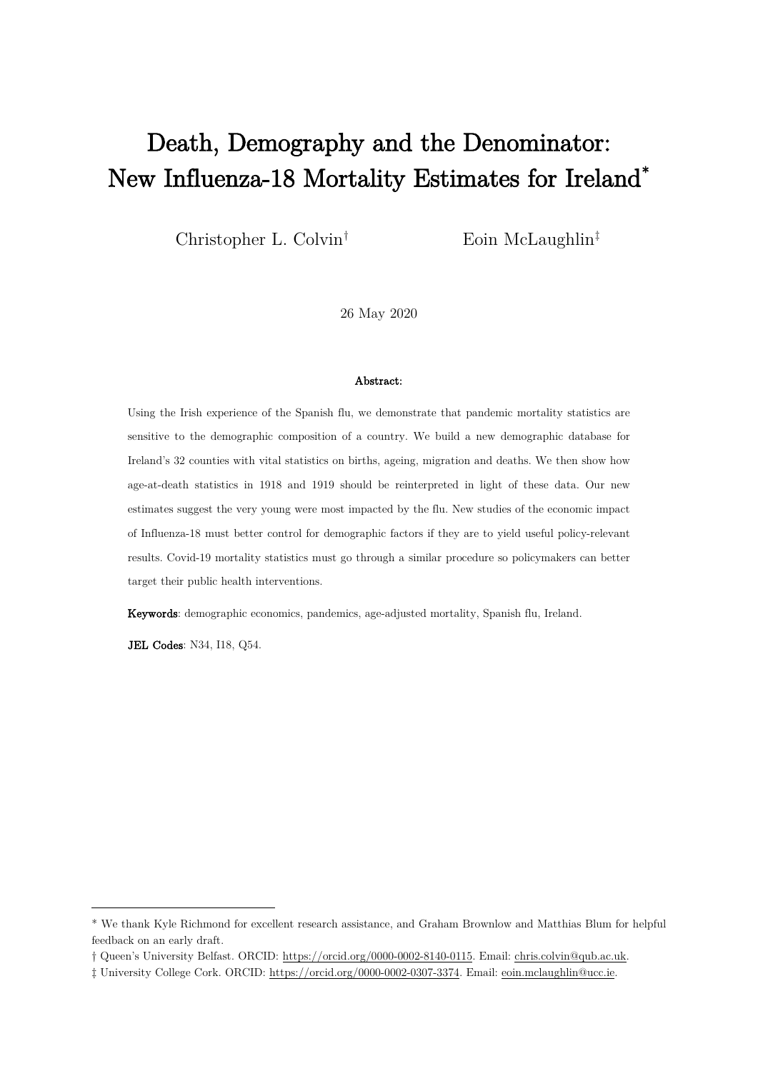# Death, Demography and the Denominator: New Influenza-18 Mortality Estimates for Ireland*

Christopher L. Colvin† Eoin McLaughlin‡

26 May 2020

**Abstract:**

Using the Irish experience of the Spanish flu, we demonstrate that pandemic mortality statistics are sensitive to the demographic composition of a country. We build a new demographic database for Ireland's 32 counties with vital statistics on births, ageing, migration and deaths. We then show how age-at-death statistics in 1918 and 1919 should be reinterpreted in light of these data. Our new estimates suggest the very young were most impacted by the flu. New studies of the economic impact of Influenza-18 must better control for demographic factors if they are to yield useful policy-relevant results. Covid-19 mortality statistics must go through a similar procedure so policymakers can better target their public health interventions.

**Keywords**: demographic economics, pandemics, age-adjusted mortality, Spanish flu, Ireland.

**JEL Codes**: N34, I18, Q54.

---

\* We thank Kyle Richmond for excellent research assistance, and Graham Brownlow and Matthias Blum for helpful feedback on an early draft.

† Queen's University Belfast. ORCID: https://orcid.org/0000-0002-8140-0115. Email: chris.colvin@qub.ac.uk.

‡ University College Cork. ORCID: https://orcid.org/0000-0002-0307-3374. Email: eoin.mclaughlin@ucc.ie.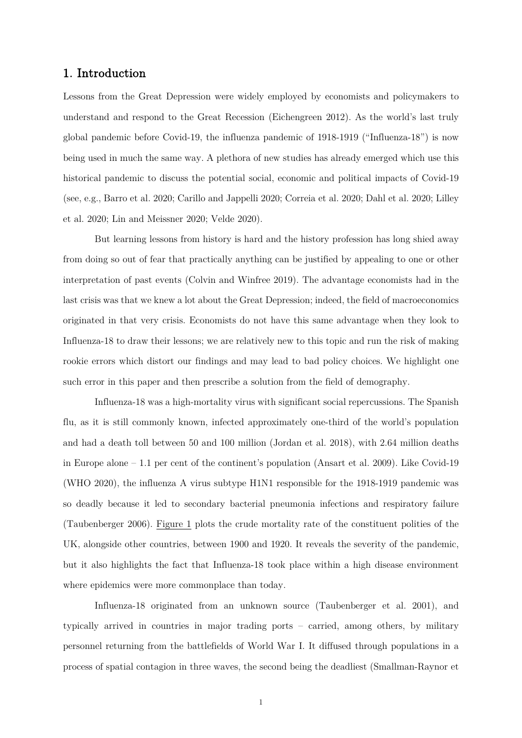## 1. Introduction

Lessons from the Great Depression were widely employed by economists and policymakers to understand and respond to the Great Recession (Eichengreen 2012). As the world's last truly global pandemic before Covid-19, the influenza pandemic of 1918-1919 ("Influenza-18") is now being used in much the same way. A plethora of new studies has already emerged which use this historical pandemic to discuss the potential social, economic and political impacts of Covid-19 (see, e.g., Barro et al. 2020; Carillo and Jappelli 2020; Correia et al. 2020; Dahl et al. 2020; Lilley et al. 2020; Lin and Meissner 2020; Velde 2020).

But learning lessons from history is hard and the history profession has long shied away from doing so out of fear that practically anything can be justified by appealing to one or other interpretation of past events (Colvin and Winfree 2019). The advantage economists had in the last crisis was that we knew a lot about the Great Depression; indeed, the field of macroeconomics originated in that very crisis. Economists do not have this same advantage when they look to Influenza-18 to draw their lessons; we are relatively new to this topic and run the risk of making rookie errors which distort our findings and may lead to bad policy choices. We highlight one such error in this paper and then prescribe a solution from the field of demography.

Influenza-18 was a high-mortality virus with significant social repercussions. The Spanish flu, as it is still commonly known, infected approximately one-third of the world's population and had a death toll between 50 and 100 million (Jordan et al. 2018), with 2.64 million deaths in Europe alone – 1.1 per cent of the continent's population (Ansart et al. 2009). Like Covid-19 (WHO 2020), the influenza A virus subtype H1N1 responsible for the 1918-1919 pandemic was so deadly because it led to secondary bacterial pneumonia infections and respiratory failure (Taubenberger 2006). Figure 1 plots the crude mortality rate of the constituent polities of the UK, alongside other countries, between 1900 and 1920. It reveals the severity of the pandemic, but it also highlights the fact that Influenza-18 took place within a high disease environment where epidemics were more commonplace than today.

Influenza-18 originated from an unknown source (Taubenberger et al. 2001), and typically arrived in countries in major trading ports – carried, among others, by military personnel returning from the battlefields of World War I. It diffused through populations in a process of spatial contagion in three waves, the second being the deadliest (Smallman-Raynor et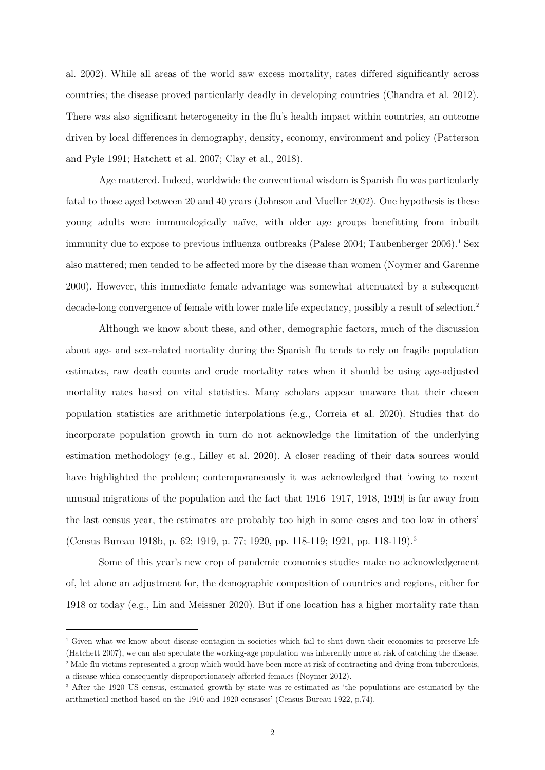al. 2002). While all areas of the world saw excess mortality, rates differed significantly across countries; the disease proved particularly deadly in developing countries (Chandra et al. 2012). There was also significant heterogeneity in the flu's health impact within countries, an outcome driven by local differences in demography, density, economy, environment and policy (Patterson and Pyle 1991; Hatchett et al. 2007; Clay et al., 2018).

Age mattered. Indeed, worldwide the conventional wisdom is Spanish flu was particularly fatal to those aged between 20 and 40 years (Johnson and Mueller 2002). One hypothesis is these young adults were immunologically naïve, with older age groups benefitting from inbuilt immunity due to expose to previous influenza outbreaks (Palese 2004; Taubenberger 2006).[1] Sex also mattered; men tended to be affected more by the disease than women (Noymer and Garenne 2000). However, this immediate female advantage was somewhat attenuated by a subsequent decade-long convergence of female with lower male life expectancy, possibly a result of selection.[2]

Although we know about these, and other, demographic factors, much of the discussion about age- and sex-related mortality during the Spanish flu tends to rely on fragile population estimates, raw death counts and crude mortality rates when it should be using age-adjusted mortality rates based on vital statistics. Many scholars appear unaware that their chosen population statistics are arithmetic interpolations (e.g., Correia et al. 2020). Studies that do incorporate population growth in turn do not acknowledge the limitation of the underlying estimation methodology (e.g., Lilley et al. 2020). A closer reading of their data sources would have highlighted the problem; contemporaneously it was acknowledged that 'owing to recent unusual migrations of the population and the fact that 1916 [1917, 1918, 1919] is far away from the last census year, the estimates are probably too high in some cases and too low in others' (Census Bureau 1918b, p. 62; 1919, p. 77; 1920, pp. 118-119; 1921, pp. 118-119).[3]

Some of this year's new crop of pandemic economics studies make no acknowledgement of, let alone an adjustment for, the demographic composition of countries and regions, either for 1918 or today (e.g., Lin and Meissner 2020). But if one location has a higher mortality rate than

---

[1] Given what we know about disease contagion in societies which fail to shut down their economies to preserve life (Hatchett 2007), we can also speculate the working-age population was inherently more at risk of catching the disease.

[2] Male flu victims represented a group which would have been more at risk of contracting and dying from tuberculosis, a disease which consequently disproportionately affected females (Noymer 2012).

[3] After the 1920 US census, estimated growth by state was re-estimated as 'the populations are estimated by the arithmetical method based on the 1910 and 1920 censuses' (Census Bureau 1922, p.74).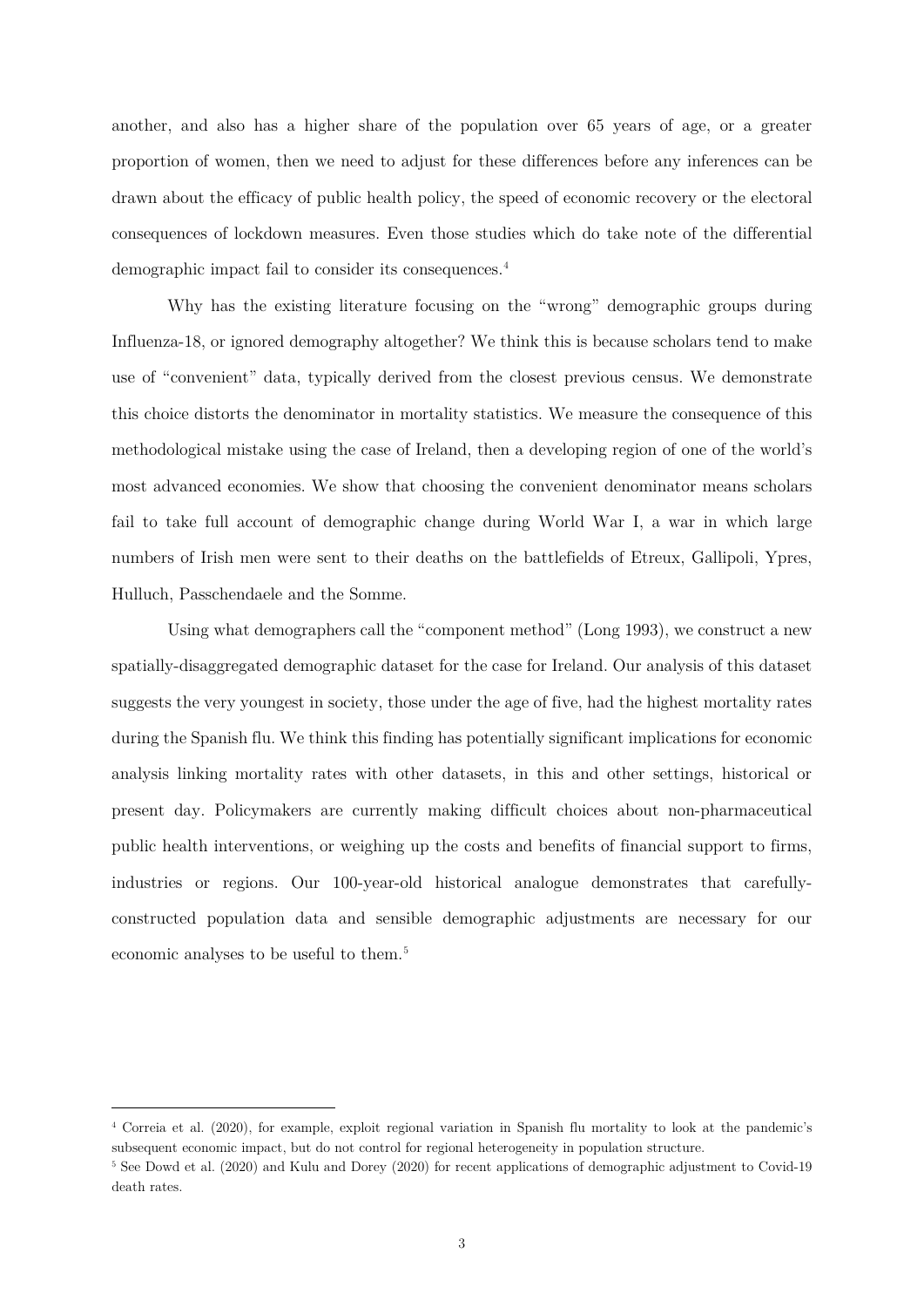another, and also has a higher share of the population over 65 years of age, or a greater proportion of women, then we need to adjust for these differences before any inferences can be drawn about the efficacy of public health policy, the speed of economic recovery or the electoral consequences of lockdown measures. Even those studies which do take note of the differential demographic impact fail to consider its consequences.[4]

Why has the existing literature focusing on the "wrong" demographic groups during Influenza-18, or ignored demography altogether? We think this is because scholars tend to make use of "convenient" data, typically derived from the closest previous census. We demonstrate this choice distorts the denominator in mortality statistics. We measure the consequence of this methodological mistake using the case of Ireland, then a developing region of one of the world's most advanced economies. We show that choosing the convenient denominator means scholars fail to take full account of demographic change during World War I, a war in which large numbers of Irish men were sent to their deaths on the battlefields of Etreux, Gallipoli, Ypres, Hulluch, Passchendaele and the Somme.

Using what demographers call the "component method" (Long 1993), we construct a new spatially-disaggregated demographic dataset for the case for Ireland. Our analysis of this dataset suggests the very youngest in society, those under the age of five, had the highest mortality rates during the Spanish flu. We think this finding has potentially significant implications for economic analysis linking mortality rates with other datasets, in this and other settings, historical or present day. Policymakers are currently making difficult choices about non-pharmaceutical public health interventions, or weighing up the costs and benefits of financial support to firms, industries or regions. Our 100-year-old historical analogue demonstrates that carefully-constructed population data and sensible demographic adjustments are necessary for our economic analyses to be useful to them.[5]

---

[4] Correia et al. (2020), for example, exploit regional variation in Spanish flu mortality to look at the pandemic's subsequent economic impact, but do not control for regional heterogeneity in population structure.

[5] See Dowd et al. (2020) and Kulu and Dorey (2020) for recent applications of demographic adjustment to Covid-19 death rates.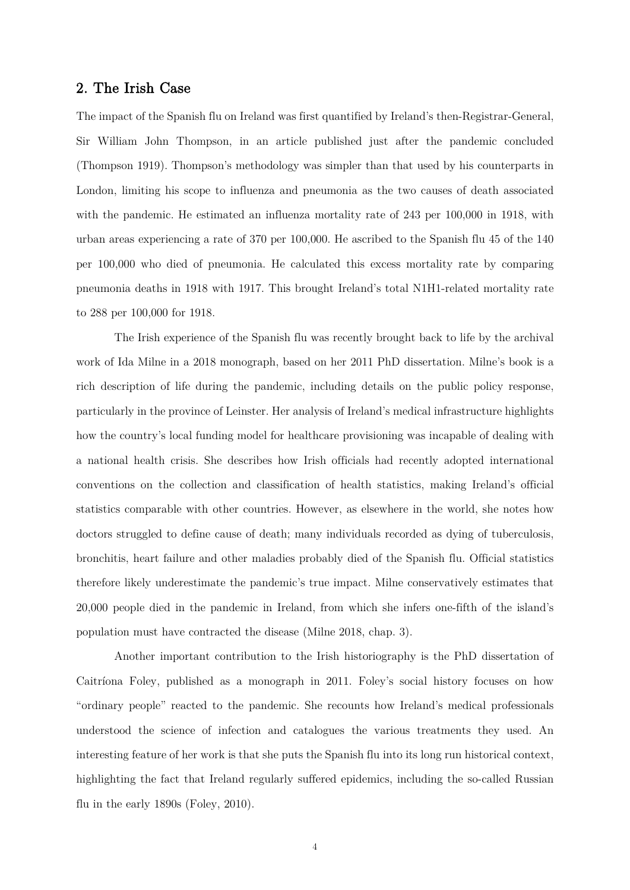## 2. The Irish Case

The impact of the Spanish flu on Ireland was first quantified by Ireland's then-Registrar-General, Sir William John Thompson, in an article published just after the pandemic concluded (Thompson 1919). Thompson's methodology was simpler than that used by his counterparts in London, limiting his scope to influenza and pneumonia as the two causes of death associated with the pandemic. He estimated an influenza mortality rate of 243 per 100,000 in 1918, with urban areas experiencing a rate of 370 per 100,000. He ascribed to the Spanish flu 45 of the 140 per 100,000 who died of pneumonia. He calculated this excess mortality rate by comparing pneumonia deaths in 1918 with 1917. This brought Ireland's total N1H1-related mortality rate to 288 per 100,000 for 1918.

The Irish experience of the Spanish flu was recently brought back to life by the archival work of Ida Milne in a 2018 monograph, based on her 2011 PhD dissertation. Milne's book is a rich description of life during the pandemic, including details on the public policy response, particularly in the province of Leinster. Her analysis of Ireland's medical infrastructure highlights how the country's local funding model for healthcare provisioning was incapable of dealing with a national health crisis. She describes how Irish officials had recently adopted international conventions on the collection and classification of health statistics, making Ireland's official statistics comparable with other countries. However, as elsewhere in the world, she notes how doctors struggled to define cause of death; many individuals recorded as dying of tuberculosis, bronchitis, heart failure and other maladies probably died of the Spanish flu. Official statistics therefore likely underestimate the pandemic's true impact. Milne conservatively estimates that 20,000 people died in the pandemic in Ireland, from which she infers one-fifth of the island's population must have contracted the disease (Milne 2018, chap. 3).

Another important contribution to the Irish historiography is the PhD dissertation of Caitríona Foley, published as a monograph in 2011. Foley's social history focuses on how "ordinary people" reacted to the pandemic. She recounts how Ireland's medical professionals understood the science of infection and catalogues the various treatments they used. An interesting feature of her work is that she puts the Spanish flu into its long run historical context, highlighting the fact that Ireland regularly suffered epidemics, including the so-called Russian flu in the early 1890s (Foley, 2010).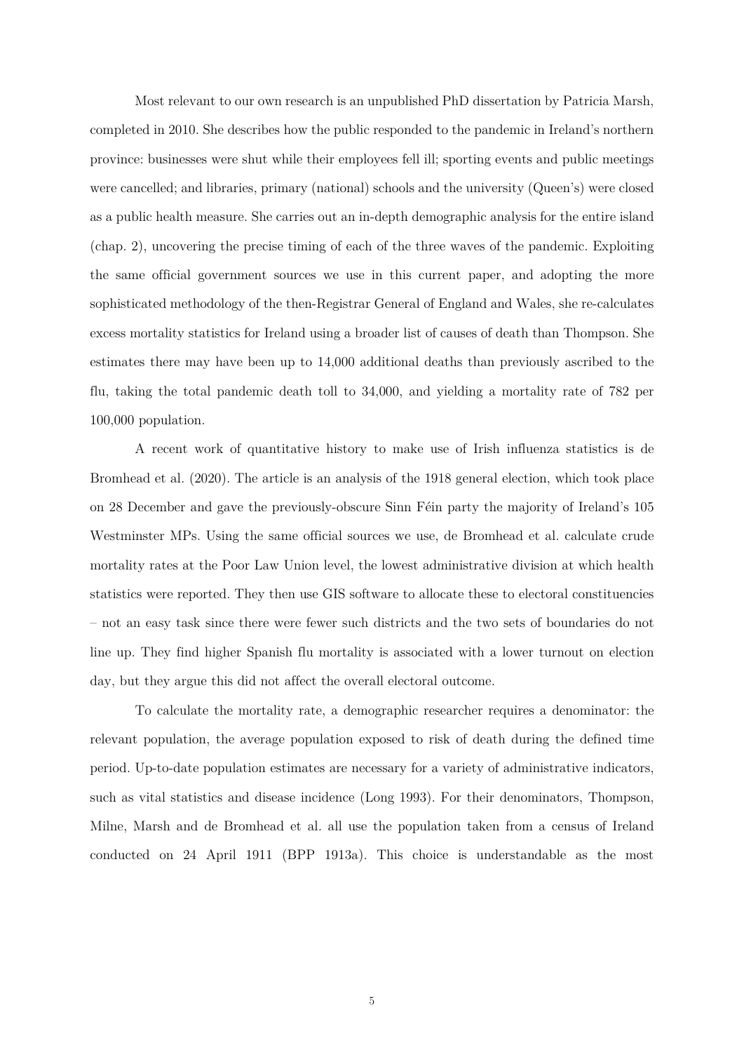Most relevant to our own research is an unpublished PhD dissertation by Patricia Marsh, completed in 2010. She describes how the public responded to the pandemic in Ireland's northern province: businesses were shut while their employees fell ill; sporting events and public meetings were cancelled; and libraries, primary (national) schools and the university (Queen's) were closed as a public health measure. She carries out an in-depth demographic analysis for the entire island (chap. 2), uncovering the precise timing of each of the three waves of the pandemic. Exploiting the same official government sources we use in this current paper, and adopting the more sophisticated methodology of the then-Registrar General of England and Wales, she re-calculates excess mortality statistics for Ireland using a broader list of causes of death than Thompson. She estimates there may have been up to 14,000 additional deaths than previously ascribed to the flu, taking the total pandemic death toll to 34,000, and yielding a mortality rate of 782 per 100,000 population.

A recent work of quantitative history to make use of Irish influenza statistics is de Bromhead et al. (2020). The article is an analysis of the 1918 general election, which took place on 28 December and gave the previously-obscure Sinn Féin party the majority of Ireland's 105 Westminster MPs. Using the same official sources we use, de Bromhead et al. calculate crude mortality rates at the Poor Law Union level, the lowest administrative division at which health statistics were reported. They then use GIS software to allocate these to electoral constituencies – not an easy task since there were fewer such districts and the two sets of boundaries do not line up. They find higher Spanish flu mortality is associated with a lower turnout on election day, but they argue this did not affect the overall electoral outcome.

To calculate the mortality rate, a demographic researcher requires a denominator: the relevant population, the average population exposed to risk of death during the defined time period. Up-to-date population estimates are necessary for a variety of administrative indicators, such as vital statistics and disease incidence (Long 1993). For their denominators, Thompson, Milne, Marsh and de Bromhead et al. all use the population taken from a census of Ireland conducted on 24 April 1911 (BPP 1913a). This choice is understandable as the most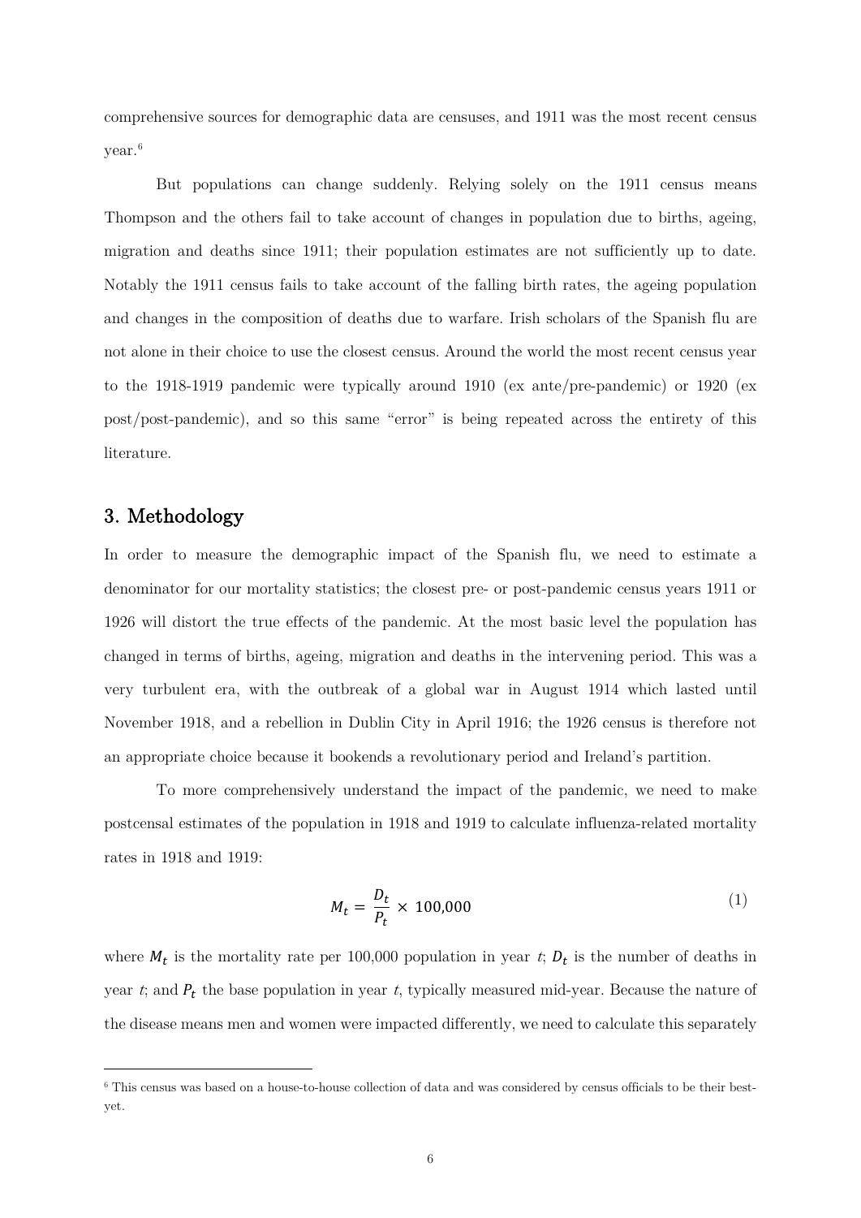comprehensive sources for demographic data are censuses, and 1911 was the most recent census year.[6]

But populations can change suddenly. Relying solely on the 1911 census means Thompson and the others fail to take account of changes in population due to births, ageing, migration and deaths since 1911; their population estimates are not sufficiently up to date. Notably the 1911 census fails to take account of the falling birth rates, the ageing population and changes in the composition of deaths due to warfare. Irish scholars of the Spanish flu are not alone in their choice to use the closest census. Around the world the most recent census year to the 1918-1919 pandemic were typically around 1910 (ex ante/pre-pandemic) or 1920 (ex post/post-pandemic), and so this same "error" is being repeated across the entirety of this literature.

## 3. Methodology

In order to measure the demographic impact of the Spanish flu, we need to estimate a denominator for our mortality statistics; the closest pre- or post-pandemic census years 1911 or 1926 will distort the true effects of the pandemic. At the most basic level the population has changed in terms of births, ageing, migration and deaths in the intervening period. This was a very turbulent era, with the outbreak of a global war in August 1914 which lasted until November 1918, and a rebellion in Dublin City in April 1916; the 1926 census is therefore not an appropriate choice because it bookends a revolutionary period and Ireland's partition.

To more comprehensively understand the impact of the pandemic, we need to make postcensal estimates of the population in 1918 and 1919 to calculate influenza-related mortality rates in 1918 and 1919:

$$M_t = \frac{D_t}{P_t} \times 100{,}000 \tag{1}$$

where $M_t$ is the mortality rate per 100,000 population in year *t*; $D_t$ is the number of deaths in year *t*; and $P_t$ the base population in year *t*, typically measured mid-year. Because the nature of the disease means men and women were impacted differently, we need to calculate this separately

[6] This census was based on a house-to-house collection of data and was considered by census officials to be their best-yet.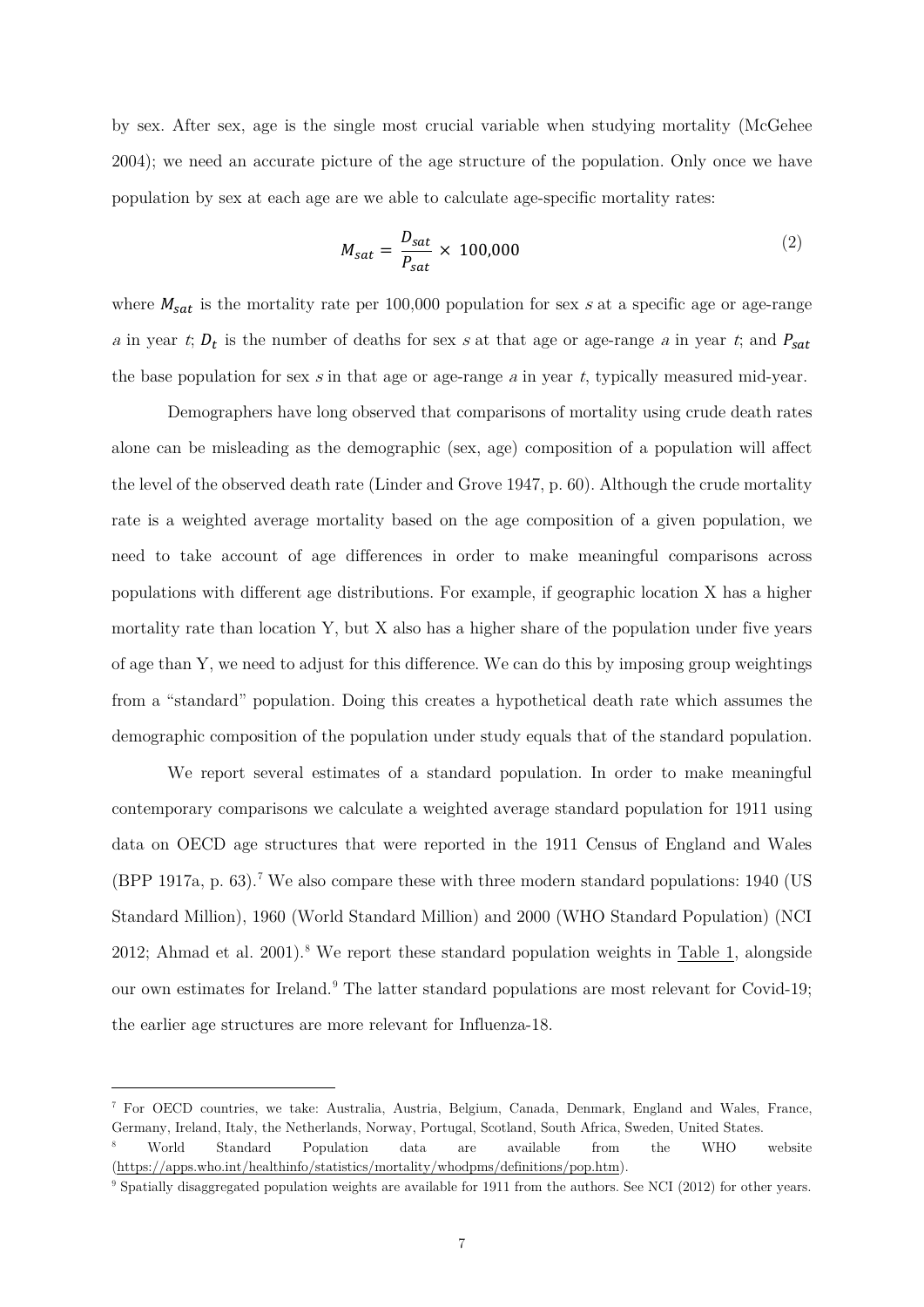by sex. After sex, age is the single most crucial variable when studying mortality (McGehee 2004); we need an accurate picture of the age structure of the population. Only once we have population by sex at each age are we able to calculate age-specific mortality rates:

$$M_{sat} = \frac{D_{sat}}{P_{sat}} \times 100{,}000 \tag{2}$$

where $M_{sat}$ is the mortality rate per 100,000 population for sex *s* at a specific age or age-range *a* in year *t*; $D_t$ is the number of deaths for sex *s* at that age or age-range *a* in year *t*; and $P_{sat}$ the base population for sex *s* in that age or age-range *a* in year *t*, typically measured mid-year.

Demographers have long observed that comparisons of mortality using crude death rates alone can be misleading as the demographic (sex, age) composition of a population will affect the level of the observed death rate (Linder and Grove 1947, p. 60). Although the crude mortality rate is a weighted average mortality based on the age composition of a given population, we need to take account of age differences in order to make meaningful comparisons across populations with different age distributions. For example, if geographic location X has a higher mortality rate than location Y, but X also has a higher share of the population under five years of age than Y, we need to adjust for this difference. We can do this by imposing group weightings from a "standard" population. Doing this creates a hypothetical death rate which assumes the demographic composition of the population under study equals that of the standard population.

We report several estimates of a standard population. In order to make meaningful contemporary comparisons we calculate a weighted average standard population for 1911 using data on OECD age structures that were reported in the 1911 Census of England and Wales (BPP 1917a, p. 63).[7] We also compare these with three modern standard populations: 1940 (US Standard Million), 1960 (World Standard Million) and 2000 (WHO Standard Population) (NCI 2012; Ahmad et al. 2001).[8] We report these standard population weights in Table 1, alongside our own estimates for Ireland.[9] The latter standard populations are most relevant for Covid-19; the earlier age structures are more relevant for Influenza-18.

[7] For OECD countries, we take: Australia, Austria, Belgium, Canada, Denmark, England and Wales, France, Germany, Ireland, Italy, the Netherlands, Norway, Portugal, Scotland, South Africa, Sweden, United States.

[8] World Standard Population data are available from the WHO website (https://apps.who.int/healthinfo/statistics/mortality/whodpms/definitions/pop.htm).

[9] Spatially disaggregated population weights are available for 1911 from the authors. See NCI (2012) for other years.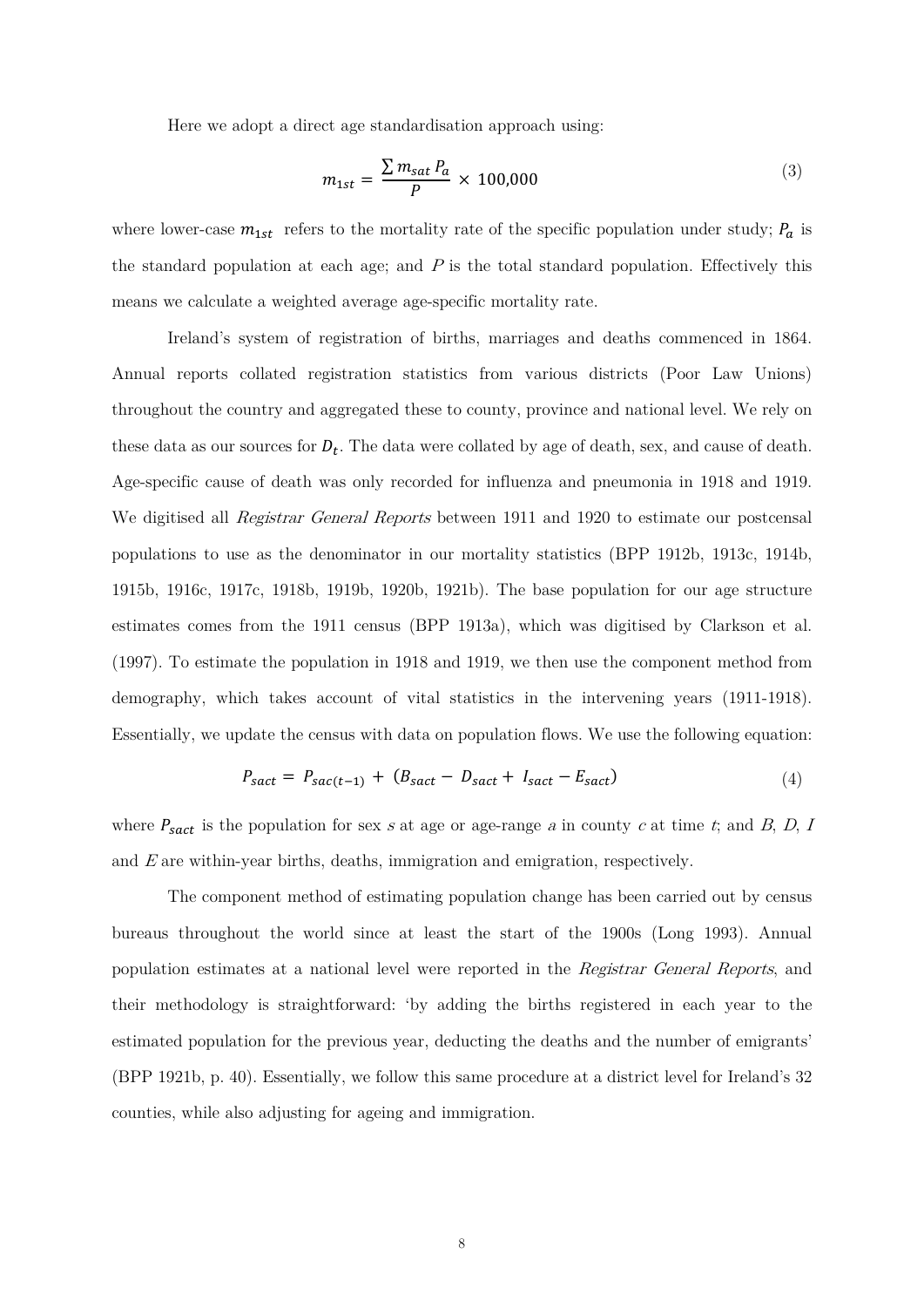Here we adopt a direct age standardisation approach using:

$$m_{1st} = \frac{\sum m_{sat} P_a}{P} \times 100{,}000 \tag{3}$$

where lower-case $m_{1st}$ refers to the mortality rate of the specific population under study; $P_a$ is the standard population at each age; and $P$ is the total standard population. Effectively this means we calculate a weighted average age-specific mortality rate.

Ireland's system of registration of births, marriages and deaths commenced in 1864. Annual reports collated registration statistics from various districts (Poor Law Unions) throughout the country and aggregated these to county, province and national level. We rely on these data as our sources for $D_t$. The data were collated by age of death, sex, and cause of death. Age-specific cause of death was only recorded for influenza and pneumonia in 1918 and 1919. We digitised all *Registrar General Reports* between 1911 and 1920 to estimate our postcensal populations to use as the denominator in our mortality statistics (BPP 1912b, 1913c, 1914b, 1915b, 1916c, 1917c, 1918b, 1919b, 1920b, 1921b). The base population for our age structure estimates comes from the 1911 census (BPP 1913a), which was digitised by Clarkson et al. (1997). To estimate the population in 1918 and 1919, we then use the component method from demography, which takes account of vital statistics in the intervening years (1911-1918). Essentially, we update the census with data on population flows. We use the following equation:

$$P_{sact} = P_{sac(t-1)} + (B_{sact} - D_{sact} + I_{sact} - E_{sact}) \tag{4}$$

where $P_{sact}$ is the population for sex *s* at age or age-range *a* in county *c* at time *t*; and *B*, *D*, *I* and *E* are within-year births, deaths, immigration and emigration, respectively.

The component method of estimating population change has been carried out by census bureaus throughout the world since at least the start of the 1900s (Long 1993). Annual population estimates at a national level were reported in the *Registrar General Reports*, and their methodology is straightforward: 'by adding the births registered in each year to the estimated population for the previous year, deducting the deaths and the number of emigrants' (BPP 1921b, p. 40). Essentially, we follow this same procedure at a district level for Ireland's 32 counties, while also adjusting for ageing and immigration.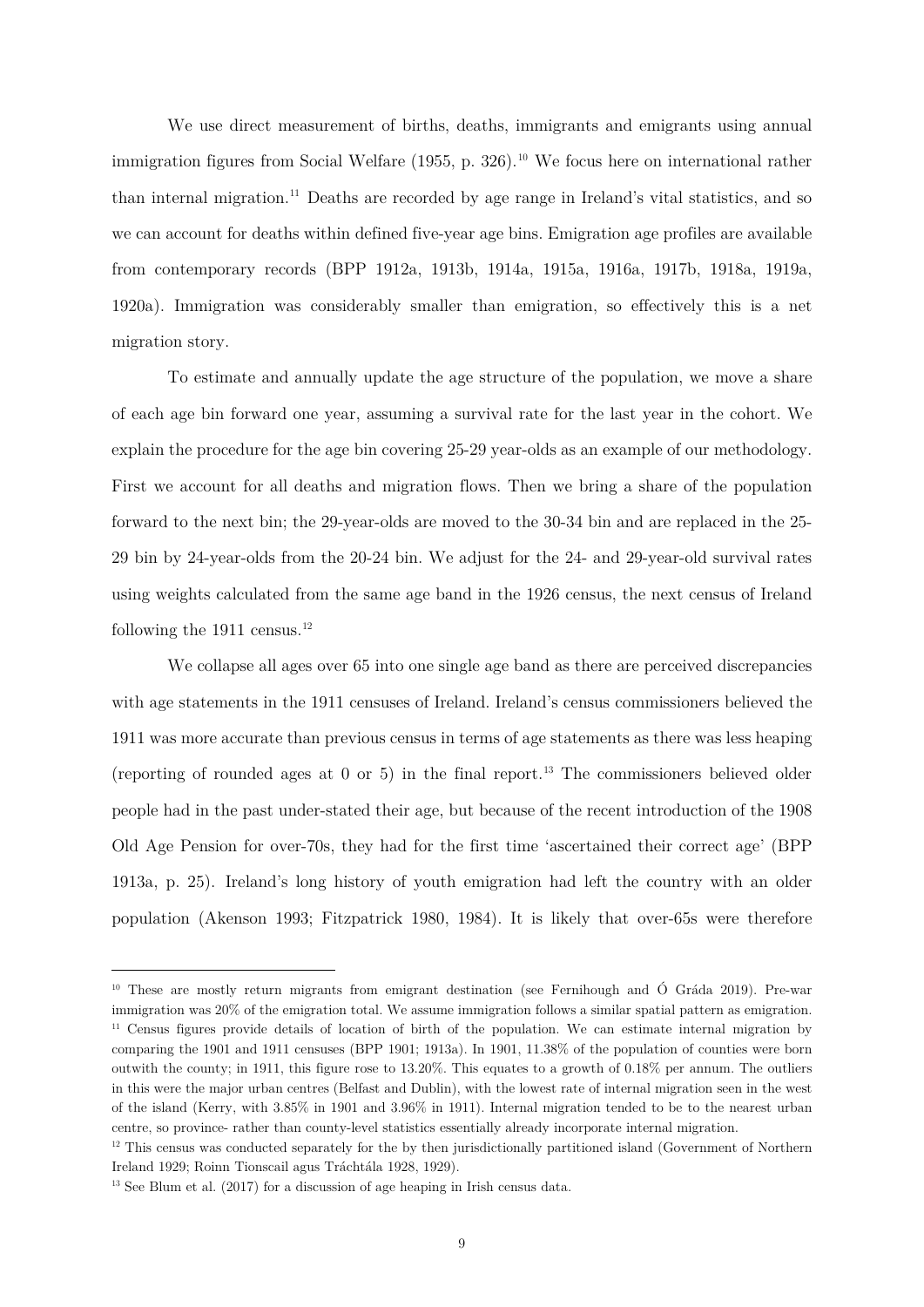We use direct measurement of births, deaths, immigrants and emigrants using annual immigration figures from Social Welfare (1955, p. 326).[10] We focus here on international rather than internal migration.[11] Deaths are recorded by age range in Ireland's vital statistics, and so we can account for deaths within defined five-year age bins. Emigration age profiles are available from contemporary records (BPP 1912a, 1913b, 1914a, 1915a, 1916a, 1917b, 1918a, 1919a, 1920a). Immigration was considerably smaller than emigration, so effectively this is a net migration story.

To estimate and annually update the age structure of the population, we move a share of each age bin forward one year, assuming a survival rate for the last year in the cohort. We explain the procedure for the age bin covering 25-29 year-olds as an example of our methodology. First we account for all deaths and migration flows. Then we bring a share of the population forward to the next bin; the 29-year-olds are moved to the 30-34 bin and are replaced in the 25-29 bin by 24-year-olds from the 20-24 bin. We adjust for the 24- and 29-year-old survival rates using weights calculated from the same age band in the 1926 census, the next census of Ireland following the 1911 census.[12]

We collapse all ages over 65 into one single age band as there are perceived discrepancies with age statements in the 1911 censuses of Ireland. Ireland's census commissioners believed the 1911 was more accurate than previous census in terms of age statements as there was less heaping (reporting of rounded ages at 0 or 5) in the final report.[13] The commissioners believed older people had in the past under-stated their age, but because of the recent introduction of the 1908 Old Age Pension for over-70s, they had for the first time 'ascertained their correct age' (BPP 1913a, p. 25). Ireland's long history of youth emigration had left the country with an older population (Akenson 1993; Fitzpatrick 1980, 1984). It is likely that over-65s were therefore

---

[10] These are mostly return migrants from emigrant destination (see Fernihough and Ó Gráda 2019). Pre-war immigration was 20% of the emigration total. We assume immigration follows a similar spatial pattern as emigration.

[11] Census figures provide details of location of birth of the population. We can estimate internal migration by comparing the 1901 and 1911 censuses (BPP 1901; 1913a). In 1901, 11.38% of the population of counties were born outwith the county; in 1911, this figure rose to 13.20%. This equates to a growth of 0.18% per annum. The outliers in this were the major urban centres (Belfast and Dublin), with the lowest rate of internal migration seen in the west of the island (Kerry, with 3.85% in 1901 and 3.96% in 1911). Internal migration tended to be to the nearest urban centre, so province- rather than county-level statistics essentially already incorporate internal migration.

[12] This census was conducted separately for the by then jurisdictionally partitioned island (Government of Northern Ireland 1929; Roinn Tionscail agus Tráchtála 1928, 1929).

[13] See Blum et al. (2017) for a discussion of age heaping in Irish census data.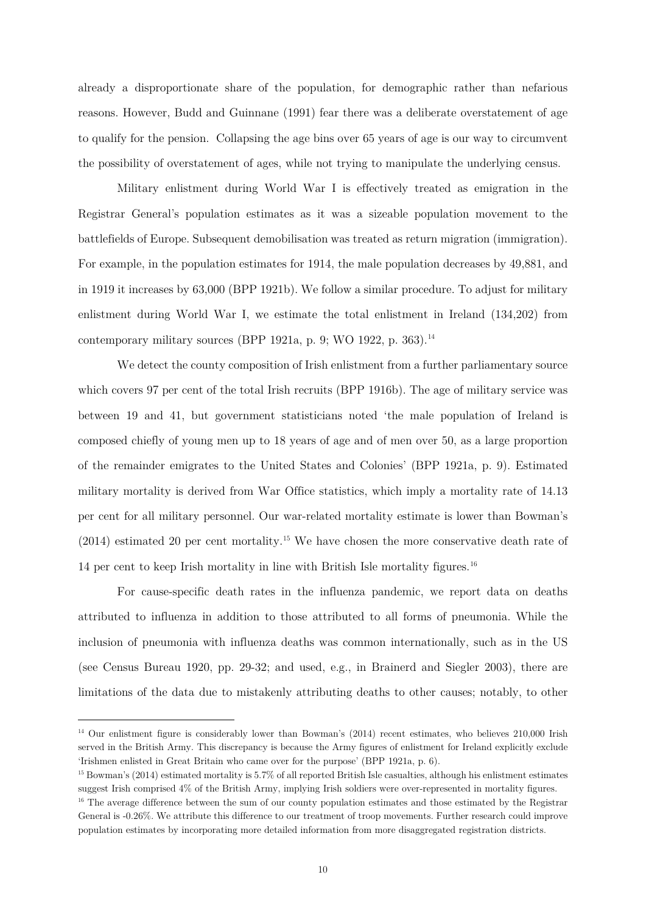already a disproportionate share of the population, for demographic rather than nefarious reasons. However, Budd and Guinnane (1991) fear there was a deliberate overstatement of age to qualify for the pension. Collapsing the age bins over 65 years of age is our way to circumvent the possibility of overstatement of ages, while not trying to manipulate the underlying census.

Military enlistment during World War I is effectively treated as emigration in the Registrar General's population estimates as it was a sizeable population movement to the battlefields of Europe. Subsequent demobilisation was treated as return migration (immigration). For example, in the population estimates for 1914, the male population decreases by 49,881, and in 1919 it increases by 63,000 (BPP 1921b). We follow a similar procedure. To adjust for military enlistment during World War I, we estimate the total enlistment in Ireland (134,202) from contemporary military sources (BPP 1921a, p. 9; WO 1922, p. 363).[14]

We detect the county composition of Irish enlistment from a further parliamentary source which covers 97 per cent of the total Irish recruits (BPP 1916b). The age of military service was between 19 and 41, but government statisticians noted 'the male population of Ireland is composed chiefly of young men up to 18 years of age and of men over 50, as a large proportion of the remainder emigrates to the United States and Colonies' (BPP 1921a, p. 9). Estimated military mortality is derived from War Office statistics, which imply a mortality rate of 14.13 per cent for all military personnel. Our war-related mortality estimate is lower than Bowman's (2014) estimated 20 per cent mortality.[15] We have chosen the more conservative death rate of 14 per cent to keep Irish mortality in line with British Isle mortality figures.[16]

For cause-specific death rates in the influenza pandemic, we report data on deaths attributed to influenza in addition to those attributed to all forms of pneumonia. While the inclusion of pneumonia with influenza deaths was common internationally, such as in the US (see Census Bureau 1920, pp. 29-32; and used, e.g., in Brainerd and Siegler 2003), there are limitations of the data due to mistakenly attributing deaths to other causes; notably, to other

[14] Our enlistment figure is considerably lower than Bowman's (2014) recent estimates, who believes 210,000 Irish served in the British Army. This discrepancy is because the Army figures of enlistment for Ireland explicitly exclude 'Irishmen enlisted in Great Britain who came over for the purpose' (BPP 1921a, p. 6).

[15] Bowman's (2014) estimated mortality is 5.7% of all reported British Isle casualties, although his enlistment estimates suggest Irish comprised 4% of the British Army, implying Irish soldiers were over-represented in mortality figures.

[16] The average difference between the sum of our county population estimates and those estimated by the Registrar General is -0.26%. We attribute this difference to our treatment of troop movements. Further research could improve population estimates by incorporating more detailed information from more disaggregated registration districts.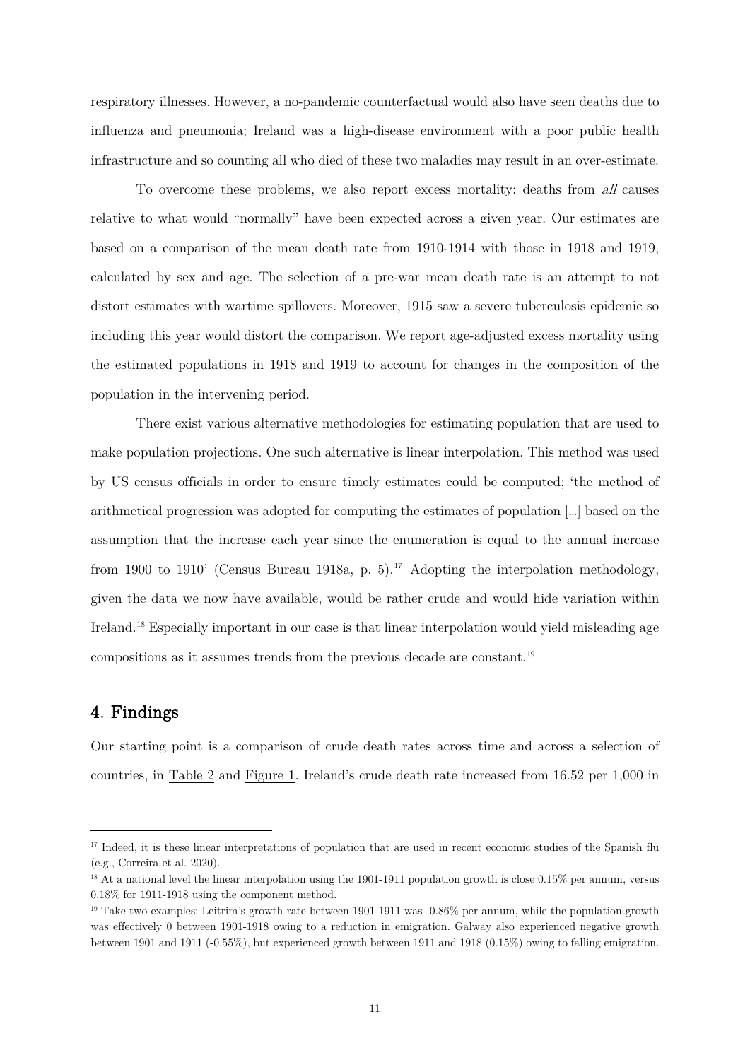respiratory illnesses. However, a no-pandemic counterfactual would also have seen deaths due to influenza and pneumonia; Ireland was a high-disease environment with a poor public health infrastructure and so counting all who died of these two maladies may result in an over-estimate.

To overcome these problems, we also report excess mortality: deaths from *all* causes relative to what would "normally" have been expected across a given year. Our estimates are based on a comparison of the mean death rate from 1910-1914 with those in 1918 and 1919, calculated by sex and age. The selection of a pre-war mean death rate is an attempt to not distort estimates with wartime spillovers. Moreover, 1915 saw a severe tuberculosis epidemic so including this year would distort the comparison. We report age-adjusted excess mortality using the estimated populations in 1918 and 1919 to account for changes in the composition of the population in the intervening period.

There exist various alternative methodologies for estimating population that are used to make population projections. One such alternative is linear interpolation. This method was used by US census officials in order to ensure timely estimates could be computed; 'the method of arithmetical progression was adopted for computing the estimates of population [...] based on the assumption that the increase each year since the enumeration is equal to the annual increase from 1900 to 1910' (Census Bureau 1918a, p. 5).[17] Adopting the interpolation methodology, given the data we now have available, would be rather crude and would hide variation within Ireland.[18] Especially important in our case is that linear interpolation would yield misleading age compositions as it assumes trends from the previous decade are constant.[19]

## 4. Findings

Our starting point is a comparison of crude death rates across time and across a selection of countries, in Table 2 and Figure 1. Ireland's crude death rate increased from 16.52 per 1,000 in

---

[17] Indeed, it is these linear interpretations of population that are used in recent economic studies of the Spanish flu (e.g., Correira et al. 2020).

[18] At a national level the linear interpolation using the 1901-1911 population growth is close 0.15% per annum, versus 0.18% for 1911-1918 using the component method.

[19] Take two examples: Leitrim's growth rate between 1901-1911 was -0.86% per annum, while the population growth was effectively 0 between 1901-1918 owing to a reduction in emigration. Galway also experienced negative growth between 1901 and 1911 (-0.55%), but experienced growth between 1911 and 1918 (0.15%) owing to falling emigration.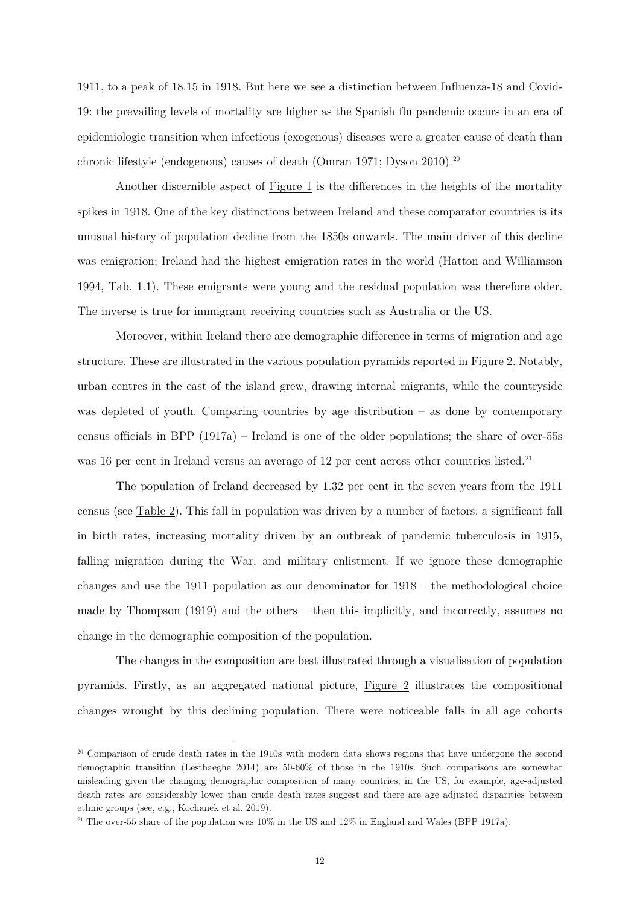1911, to a peak of 18.15 in 1918. But here we see a distinction between Influenza-18 and Covid-19: the prevailing levels of mortality are higher as the Spanish flu pandemic occurs in an era of epidemiologic transition when infectious (exogenous) diseases were a greater cause of death than chronic lifestyle (endogenous) causes of death (Omran 1971; Dyson 2010).[20]

Another discernible aspect of Figure 1 is the differences in the heights of the mortality spikes in 1918. One of the key distinctions between Ireland and these comparator countries is its unusual history of population decline from the 1850s onwards. The main driver of this decline was emigration; Ireland had the highest emigration rates in the world (Hatton and Williamson 1994, Tab. 1.1). These emigrants were young and the residual population was therefore older. The inverse is true for immigrant receiving countries such as Australia or the US.

Moreover, within Ireland there are demographic difference in terms of migration and age structure. These are illustrated in the various population pyramids reported in Figure 2. Notably, urban centres in the east of the island grew, drawing internal migrants, while the countryside was depleted of youth. Comparing countries by age distribution – as done by contemporary census officials in BPP (1917a) – Ireland is one of the older populations; the share of over-55s was 16 per cent in Ireland versus an average of 12 per cent across other countries listed.[21]

The population of Ireland decreased by 1.32 per cent in the seven years from the 1911 census (see Table 2). This fall in population was driven by a number of factors: a significant fall in birth rates, increasing mortality driven by an outbreak of pandemic tuberculosis in 1915, falling migration during the War, and military enlistment. If we ignore these demographic changes and use the 1911 population as our denominator for 1918 – the methodological choice made by Thompson (1919) and the others – then this implicitly, and incorrectly, assumes no change in the demographic composition of the population.

The changes in the composition are best illustrated through a visualisation of population pyramids. Firstly, as an aggregated national picture, Figure 2 illustrates the compositional changes wrought by this declining population. There were noticeable falls in all age cohorts

[20] Comparison of crude death rates in the 1910s with modern data shows regions that have undergone the second demographic transition (Lesthaeghe 2014) are 50-60% of those in the 1910s. Such comparisons are somewhat misleading given the changing demographic composition of many countries; in the US, for example, age-adjusted death rates are considerably lower than crude death rates suggest and there are age adjusted disparities between ethnic groups (see, e.g., Kochanek et al. 2019).

[21] The over-55 share of the population was 10% in the US and 12% in England and Wales (BPP 1917a).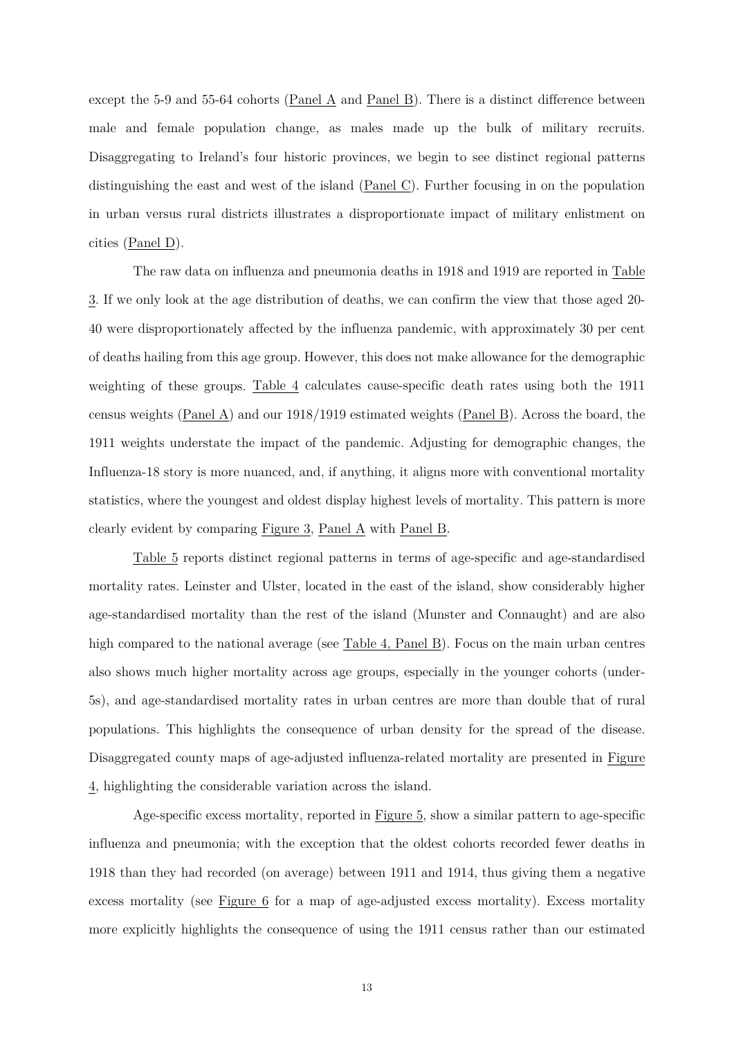except the 5-9 and 55-64 cohorts (Panel A and Panel B). There is a distinct difference between male and female population change, as males made up the bulk of military recruits. Disaggregating to Ireland's four historic provinces, we begin to see distinct regional patterns distinguishing the east and west of the island (Panel C). Further focusing in on the population in urban versus rural districts illustrates a disproportionate impact of military enlistment on cities (Panel D).

The raw data on influenza and pneumonia deaths in 1918 and 1919 are reported in Table 3. If we only look at the age distribution of deaths, we can confirm the view that those aged 20-40 were disproportionately affected by the influenza pandemic, with approximately 30 per cent of deaths hailing from this age group. However, this does not make allowance for the demographic weighting of these groups. Table 4 calculates cause-specific death rates using both the 1911 census weights (Panel A) and our 1918/1919 estimated weights (Panel B). Across the board, the 1911 weights understate the impact of the pandemic. Adjusting for demographic changes, the Influenza-18 story is more nuanced, and, if anything, it aligns more with conventional mortality statistics, where the youngest and oldest display highest levels of mortality. This pattern is more clearly evident by comparing Figure 3, Panel A with Panel B.

Table 5 reports distinct regional patterns in terms of age-specific and age-standardised mortality rates. Leinster and Ulster, located in the east of the island, show considerably higher age-standardised mortality than the rest of the island (Munster and Connaught) and are also high compared to the national average (see Table 4, Panel B). Focus on the main urban centres also shows much higher mortality across age groups, especially in the younger cohorts (under-5s), and age-standardised mortality rates in urban centres are more than double that of rural populations. This highlights the consequence of urban density for the spread of the disease. Disaggregated county maps of age-adjusted influenza-related mortality are presented in Figure 4, highlighting the considerable variation across the island.

Age-specific excess mortality, reported in Figure 5, show a similar pattern to age-specific influenza and pneumonia; with the exception that the oldest cohorts recorded fewer deaths in 1918 than they had recorded (on average) between 1911 and 1914, thus giving them a negative excess mortality (see Figure 6 for a map of age-adjusted excess mortality). Excess mortality more explicitly highlights the consequence of using the 1911 census rather than our estimated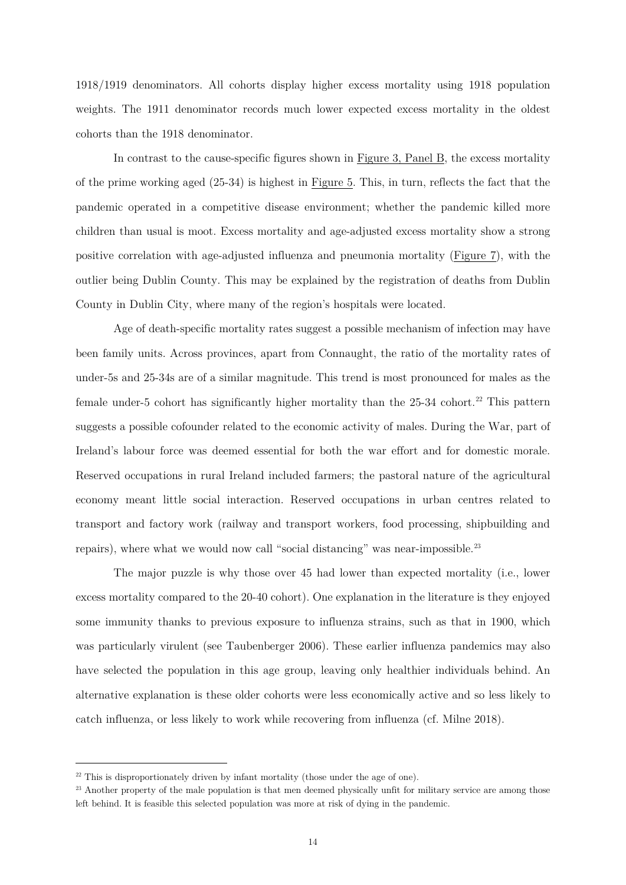1918/1919 denominators. All cohorts display higher excess mortality using 1918 population weights. The 1911 denominator records much lower expected excess mortality in the oldest cohorts than the 1918 denominator.

In contrast to the cause-specific figures shown in Figure 3, Panel B, the excess mortality of the prime working aged (25-34) is highest in Figure 5. This, in turn, reflects the fact that the pandemic operated in a competitive disease environment; whether the pandemic killed more children than usual is moot. Excess mortality and age-adjusted excess mortality show a strong positive correlation with age-adjusted influenza and pneumonia mortality (Figure 7), with the outlier being Dublin County. This may be explained by the registration of deaths from Dublin County in Dublin City, where many of the region's hospitals were located.

Age of death-specific mortality rates suggest a possible mechanism of infection may have been family units. Across provinces, apart from Connaught, the ratio of the mortality rates of under-5s and 25-34s are of a similar magnitude. This trend is most pronounced for males as the female under-5 cohort has significantly higher mortality than the 25-34 cohort.[22] This pattern suggests a possible cofounder related to the economic activity of males. During the War, part of Ireland's labour force was deemed essential for both the war effort and for domestic morale. Reserved occupations in rural Ireland included farmers; the pastoral nature of the agricultural economy meant little social interaction. Reserved occupations in urban centres related to transport and factory work (railway and transport workers, food processing, shipbuilding and repairs), where what we would now call "social distancing" was near-impossible.[23]

The major puzzle is why those over 45 had lower than expected mortality (i.e., lower excess mortality compared to the 20-40 cohort). One explanation in the literature is they enjoyed some immunity thanks to previous exposure to influenza strains, such as that in 1900, which was particularly virulent (see Taubenberger 2006). These earlier influenza pandemics may also have selected the population in this age group, leaving only healthier individuals behind. An alternative explanation is these older cohorts were less economically active and so less likely to catch influenza, or less likely to work while recovering from influenza (cf. Milne 2018).

[22] This is disproportionately driven by infant mortality (those under the age of one).

[23] Another property of the male population is that men deemed physically unfit for military service are among those left behind. It is feasible this selected population was more at risk of dying in the pandemic.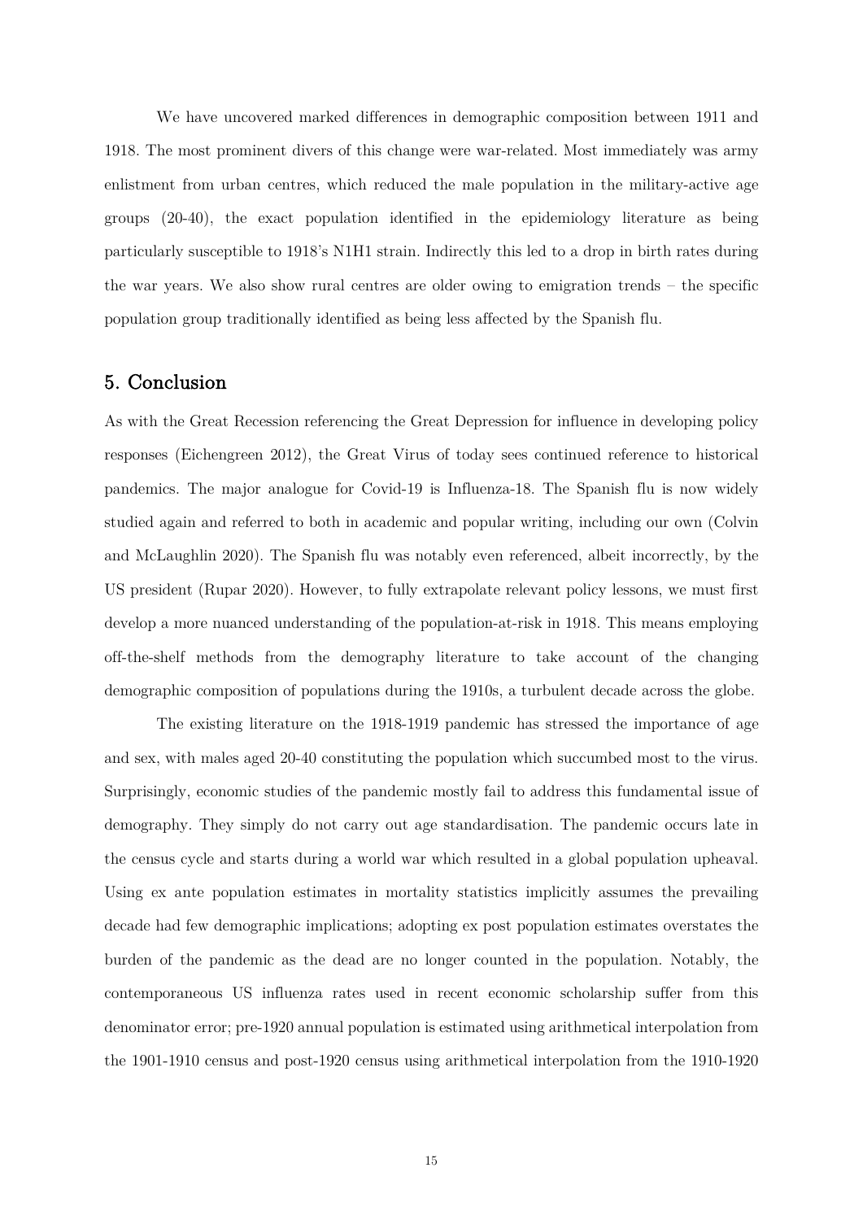We have uncovered marked differences in demographic composition between 1911 and 1918. The most prominent divers of this change were war-related. Most immediately was army enlistment from urban centres, which reduced the male population in the military-active age groups (20-40), the exact population identified in the epidemiology literature as being particularly susceptible to 1918's N1H1 strain. Indirectly this led to a drop in birth rates during the war years. We also show rural centres are older owing to emigration trends – the specific population group traditionally identified as being less affected by the Spanish flu.

## 5. Conclusion

As with the Great Recession referencing the Great Depression for influence in developing policy responses (Eichengreen 2012), the Great Virus of today sees continued reference to historical pandemics. The major analogue for Covid-19 is Influenza-18. The Spanish flu is now widely studied again and referred to both in academic and popular writing, including our own (Colvin and McLaughlin 2020). The Spanish flu was notably even referenced, albeit incorrectly, by the US president (Rupar 2020). However, to fully extrapolate relevant policy lessons, we must first develop a more nuanced understanding of the population-at-risk in 1918. This means employing off-the-shelf methods from the demography literature to take account of the changing demographic composition of populations during the 1910s, a turbulent decade across the globe.

The existing literature on the 1918-1919 pandemic has stressed the importance of age and sex, with males aged 20-40 constituting the population which succumbed most to the virus. Surprisingly, economic studies of the pandemic mostly fail to address this fundamental issue of demography. They simply do not carry out age standardisation. The pandemic occurs late in the census cycle and starts during a world war which resulted in a global population upheaval. Using ex ante population estimates in mortality statistics implicitly assumes the prevailing decade had few demographic implications; adopting ex post population estimates overstates the burden of the pandemic as the dead are no longer counted in the population. Notably, the contemporaneous US influenza rates used in recent economic scholarship suffer from this denominator error; pre-1920 annual population is estimated using arithmetical interpolation from the 1901-1910 census and post-1920 census using arithmetical interpolation from the 1910-1920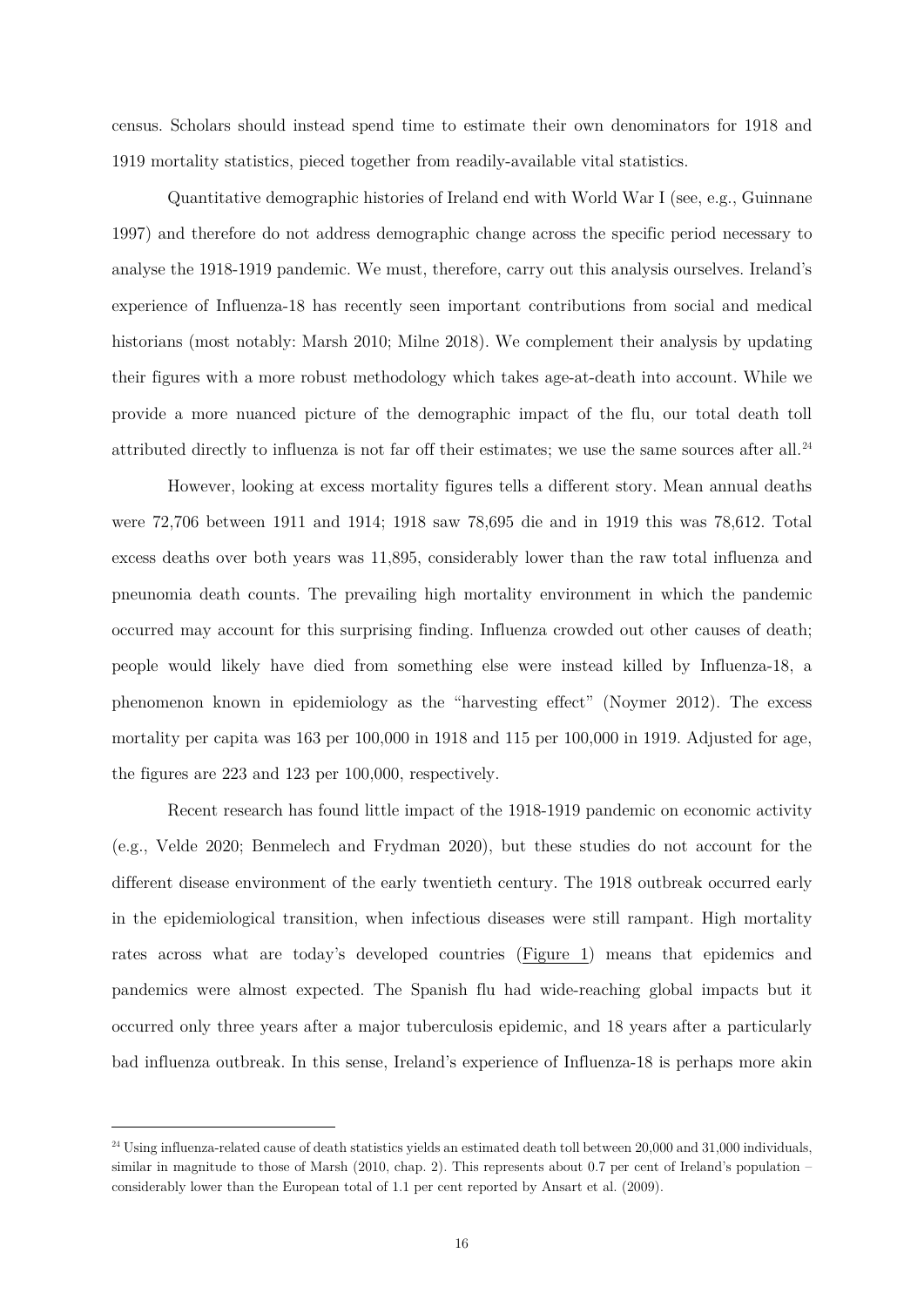census. Scholars should instead spend time to estimate their own denominators for 1918 and 1919 mortality statistics, pieced together from readily-available vital statistics.

Quantitative demographic histories of Ireland end with World War I (see, e.g., Guinnane 1997) and therefore do not address demographic change across the specific period necessary to analyse the 1918-1919 pandemic. We must, therefore, carry out this analysis ourselves. Ireland's experience of Influenza-18 has recently seen important contributions from social and medical historians (most notably: Marsh 2010; Milne 2018). We complement their analysis by updating their figures with a more robust methodology which takes age-at-death into account. While we provide a more nuanced picture of the demographic impact of the flu, our total death toll attributed directly to influenza is not far off their estimates; we use the same sources after all.[24]

However, looking at excess mortality figures tells a different story. Mean annual deaths were 72,706 between 1911 and 1914; 1918 saw 78,695 die and in 1919 this was 78,612. Total excess deaths over both years was 11,895, considerably lower than the raw total influenza and pneunomia death counts. The prevailing high mortality environment in which the pandemic occurred may account for this surprising finding. Influenza crowded out other causes of death; people would likely have died from something else were instead killed by Influenza-18, a phenomenon known in epidemiology as the "harvesting effect" (Noymer 2012). The excess mortality per capita was 163 per 100,000 in 1918 and 115 per 100,000 in 1919. Adjusted for age, the figures are 223 and 123 per 100,000, respectively.

Recent research has found little impact of the 1918-1919 pandemic on economic activity (e.g., Velde 2020; Benmelech and Frydman 2020), but these studies do not account for the different disease environment of the early twentieth century. The 1918 outbreak occurred early in the epidemiological transition, when infectious diseases were still rampant. High mortality rates across what are today's developed countries (Figure 1) means that epidemics and pandemics were almost expected. The Spanish flu had wide-reaching global impacts but it occurred only three years after a major tuberculosis epidemic, and 18 years after a particularly bad influenza outbreak. In this sense, Ireland's experience of Influenza-18 is perhaps more akin

---

[24] Using influenza-related cause of death statistics yields an estimated death toll between 20,000 and 31,000 individuals, similar in magnitude to those of Marsh (2010, chap. 2). This represents about 0.7 per cent of Ireland's population – considerably lower than the European total of 1.1 per cent reported by Ansart et al. (2009).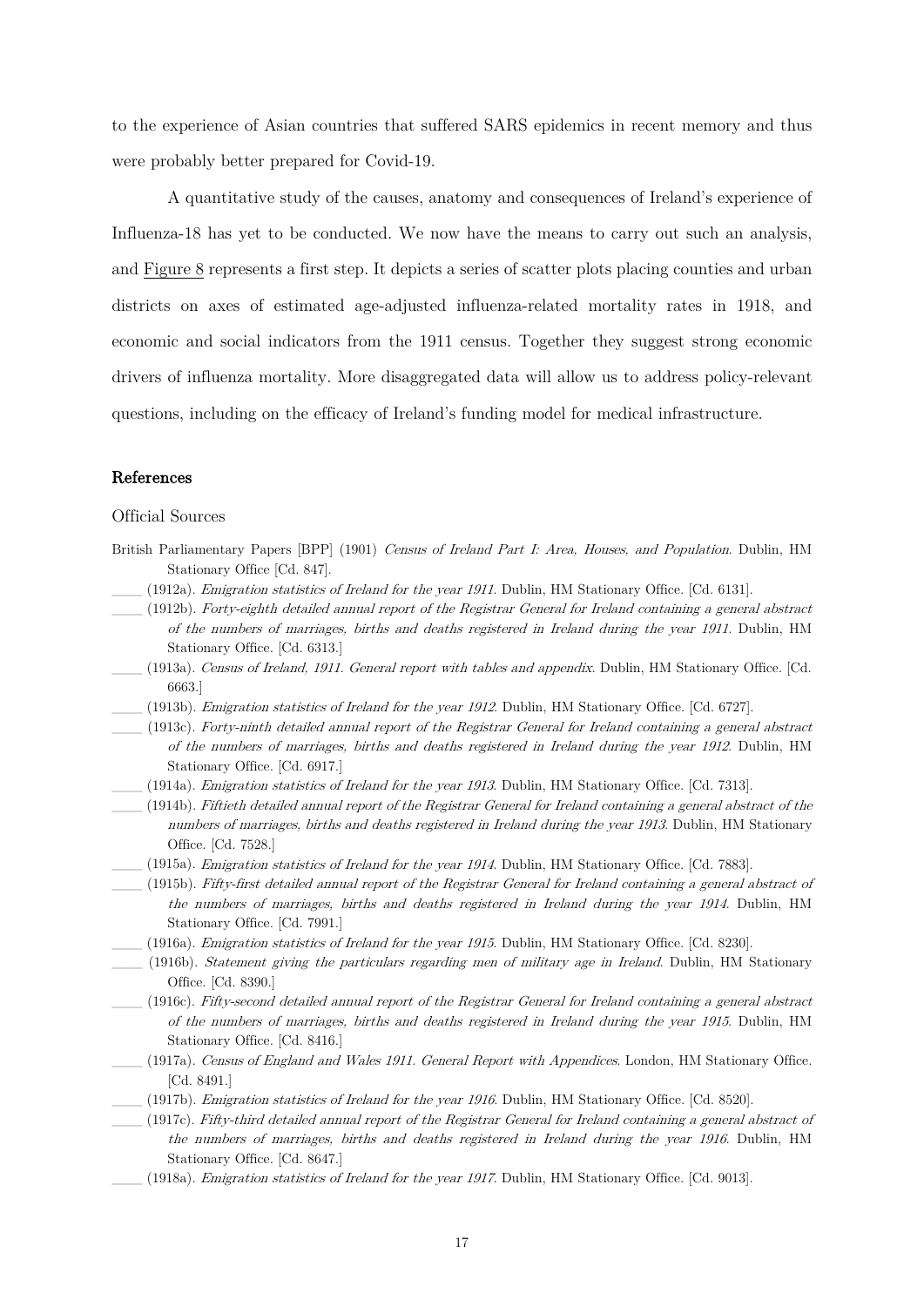to the experience of Asian countries that suffered SARS epidemics in recent memory and thus were probably better prepared for Covid-19.

A quantitative study of the causes, anatomy and consequences of Ireland's experience of Influenza-18 has yet to be conducted. We now have the means to carry out such an analysis, and Figure 8 represents a first step. It depicts a series of scatter plots placing counties and urban districts on axes of estimated age-adjusted influenza-related mortality rates in 1918, and economic and social indicators from the 1911 census. Together they suggest strong economic drivers of influenza mortality. More disaggregated data will allow us to address policy-relevant questions, including on the efficacy of Ireland's funding model for medical infrastructure.

## References

### Official Sources

British Parliamentary Papers [BPP] (1901) *Census of Ireland Part I: Area, Houses, and Population*. Dublin, HM Stationary Office [Cd. 847].

____ (1912a). *Emigration statistics of Ireland for the year 1911*. Dublin, HM Stationary Office. [Cd. 6131].

____ (1912b). *Forty-eighth detailed annual report of the Registrar General for Ireland containing a general abstract of the numbers of marriages, births and deaths registered in Ireland during the year 1911*. Dublin, HM Stationary Office. [Cd. 6313.]

____ (1913a). *Census of Ireland, 1911. General report with tables and appendix*. Dublin, HM Stationary Office. [Cd. 6663.]

____ (1913b). *Emigration statistics of Ireland for the year 1912*. Dublin, HM Stationary Office. [Cd. 6727].

____ (1913c). *Forty-ninth detailed annual report of the Registrar General for Ireland containing a general abstract of the numbers of marriages, births and deaths registered in Ireland during the year 1912*. Dublin, HM Stationary Office. [Cd. 6917.]

____ (1914a). *Emigration statistics of Ireland for the year 1913*. Dublin, HM Stationary Office. [Cd. 7313].

____ (1914b). *Fiftieth detailed annual report of the Registrar General for Ireland containing a general abstract of the numbers of marriages, births and deaths registered in Ireland during the year 1913*. Dublin, HM Stationary Office. [Cd. 7528.]

____ (1915a). *Emigration statistics of Ireland for the year 1914*. Dublin, HM Stationary Office. [Cd. 7883].

____ (1915b). *Fifty-first detailed annual report of the Registrar General for Ireland containing a general abstract of the numbers of marriages, births and deaths registered in Ireland during the year 1914*. Dublin, HM Stationary Office. [Cd. 7991.]

____ (1916a). *Emigration statistics of Ireland for the year 1915*. Dublin, HM Stationary Office. [Cd. 8230].

____ (1916b). *Statement giving the particulars regarding men of military age in Ireland*. Dublin, HM Stationary Office. [Cd. 8390.]

____ (1916c). *Fifty-second detailed annual report of the Registrar General for Ireland containing a general abstract of the numbers of marriages, births and deaths registered in Ireland during the year 1915*. Dublin, HM Stationary Office. [Cd. 8416.]

____ (1917a). *Census of England and Wales 1911. General Report with Appendices*. London, HM Stationary Office. [Cd. 8491.]

____ (1917b). *Emigration statistics of Ireland for the year 1916*. Dublin, HM Stationary Office. [Cd. 8520].

____ (1917c). *Fifty-third detailed annual report of the Registrar General for Ireland containing a general abstract of the numbers of marriages, births and deaths registered in Ireland during the year 1916*. Dublin, HM Stationary Office. [Cd. 8647.]

____ (1918a). *Emigration statistics of Ireland for the year 1917*. Dublin, HM Stationary Office. [Cd. 9013].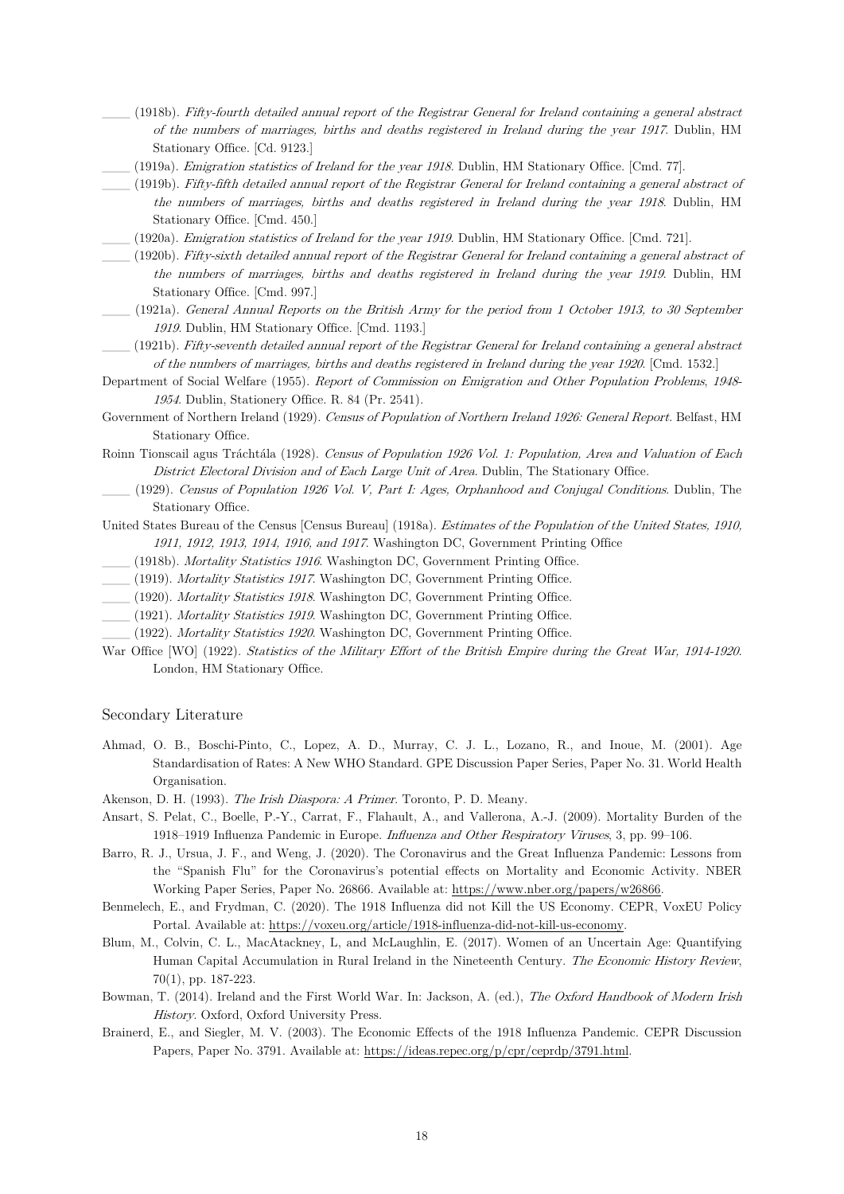\_\_\_\_ (1918b). *Fifty-fourth detailed annual report of the Registrar General for Ireland containing a general abstract of the numbers of marriages, births and deaths registered in Ireland during the year 1917*. Dublin, HM Stationary Office. [Cd. 9123.]

\_\_\_\_ (1919a). *Emigration statistics of Ireland for the year 1918*. Dublin, HM Stationary Office. [Cmd. 77].

\_\_\_\_ (1919b). *Fifty-fifth detailed annual report of the Registrar General for Ireland containing a general abstract of the numbers of marriages, births and deaths registered in Ireland during the year 1918*. Dublin, HM Stationary Office. [Cmd. 450.]

\_\_\_\_ (1920a). *Emigration statistics of Ireland for the year 1919*. Dublin, HM Stationary Office. [Cmd. 721].

\_\_\_\_ (1920b). *Fifty-sixth detailed annual report of the Registrar General for Ireland containing a general abstract of the numbers of marriages, births and deaths registered in Ireland during the year 1919*. Dublin, HM Stationary Office. [Cmd. 997.]

\_\_\_\_ (1921a). *General Annual Reports on the British Army for the period from 1 October 1913, to 30 September 1919*. Dublin, HM Stationary Office. [Cmd. 1193.]

\_\_\_\_ (1921b). *Fifty-seventh detailed annual report of the Registrar General for Ireland containing a general abstract of the numbers of marriages, births and deaths registered in Ireland during the year 1920*. [Cmd. 1532.]

Department of Social Welfare (1955). *Report of Commission on Emigration and Other Population Problems, 1948-1954*. Dublin, Stationery Office. R. 84 (Pr. 2541).

Government of Northern Ireland (1929). *Census of Population of Northern Ireland 1926: General Report*. Belfast, HM Stationary Office.

Roinn Tionscail agus Tráchtála (1928). *Census of Population 1926 Vol. 1: Population, Area and Valuation of Each District Electoral Division and of Each Large Unit of Area*. Dublin, The Stationary Office.

\_\_\_\_ (1929). *Census of Population 1926 Vol. V, Part I: Ages, Orphanhood and Conjugal Conditions*. Dublin, The Stationary Office.

United States Bureau of the Census [Census Bureau] (1918a). *Estimates of the Population of the United States, 1910, 1911, 1912, 1913, 1914, 1916, and 1917*. Washington DC, Government Printing Office

\_\_\_\_ (1918b). *Mortality Statistics 1916*. Washington DC, Government Printing Office.

\_\_\_\_ (1919). *Mortality Statistics 1917*. Washington DC, Government Printing Office.

\_\_\_\_ (1920). *Mortality Statistics 1918*. Washington DC, Government Printing Office.

\_\_\_\_ (1921). *Mortality Statistics 1919*. Washington DC, Government Printing Office.

\_\_\_\_ (1922). *Mortality Statistics 1920*. Washington DC, Government Printing Office.

War Office [WO] (1922). *Statistics of the Military Effort of the British Empire during the Great War, 1914-1920*. London, HM Stationary Office.

## Secondary Literature

Ahmad, O. B., Boschi-Pinto, C., Lopez, A. D., Murray, C. J. L., Lozano, R., and Inoue, M. (2001). Age Standardisation of Rates: A New WHO Standard. GPE Discussion Paper Series, Paper No. 31. World Health Organisation.

Akenson, D. H. (1993). *The Irish Diaspora: A Primer*. Toronto, P. D. Meany.

Ansart, S. Pelat, C., Boelle, P.-Y., Carrat, F., Flahault, A., and Vallerona, A.-J. (2009). Mortality Burden of the 1918–1919 Influenza Pandemic in Europe. *Influenza and Other Respiratory Viruses*, 3, pp. 99–106.

Barro, R. J., Ursua, J. F., and Weng, J. (2020). The Coronavirus and the Great Influenza Pandemic: Lessons from the "Spanish Flu" for the Coronavirus's potential effects on Mortality and Economic Activity. NBER Working Paper Series, Paper No. 26866. Available at: https://www.nber.org/papers/w26866.

Benmelech, E., and Frydman, C. (2020). The 1918 Influenza did not Kill the US Economy. CEPR, VoxEU Policy Portal. Available at: https://voxeu.org/article/1918-influenza-did-not-kill-us-economy.

Blum, M., Colvin, C. L., MacAtackney, L, and McLaughlin, E. (2017). Women of an Uncertain Age: Quantifying Human Capital Accumulation in Rural Ireland in the Nineteenth Century. *The Economic History Review*, 70(1), pp. 187-223.

Bowman, T. (2014). Ireland and the First World War. In: Jackson, A. (ed.), *The Oxford Handbook of Modern Irish History*. Oxford, Oxford University Press.

Brainerd, E., and Siegler, M. V. (2003). The Economic Effects of the 1918 Influenza Pandemic. CEPR Discussion Papers, Paper No. 3791. Available at: https://ideas.repec.org/p/cpr/ceprdp/3791.html.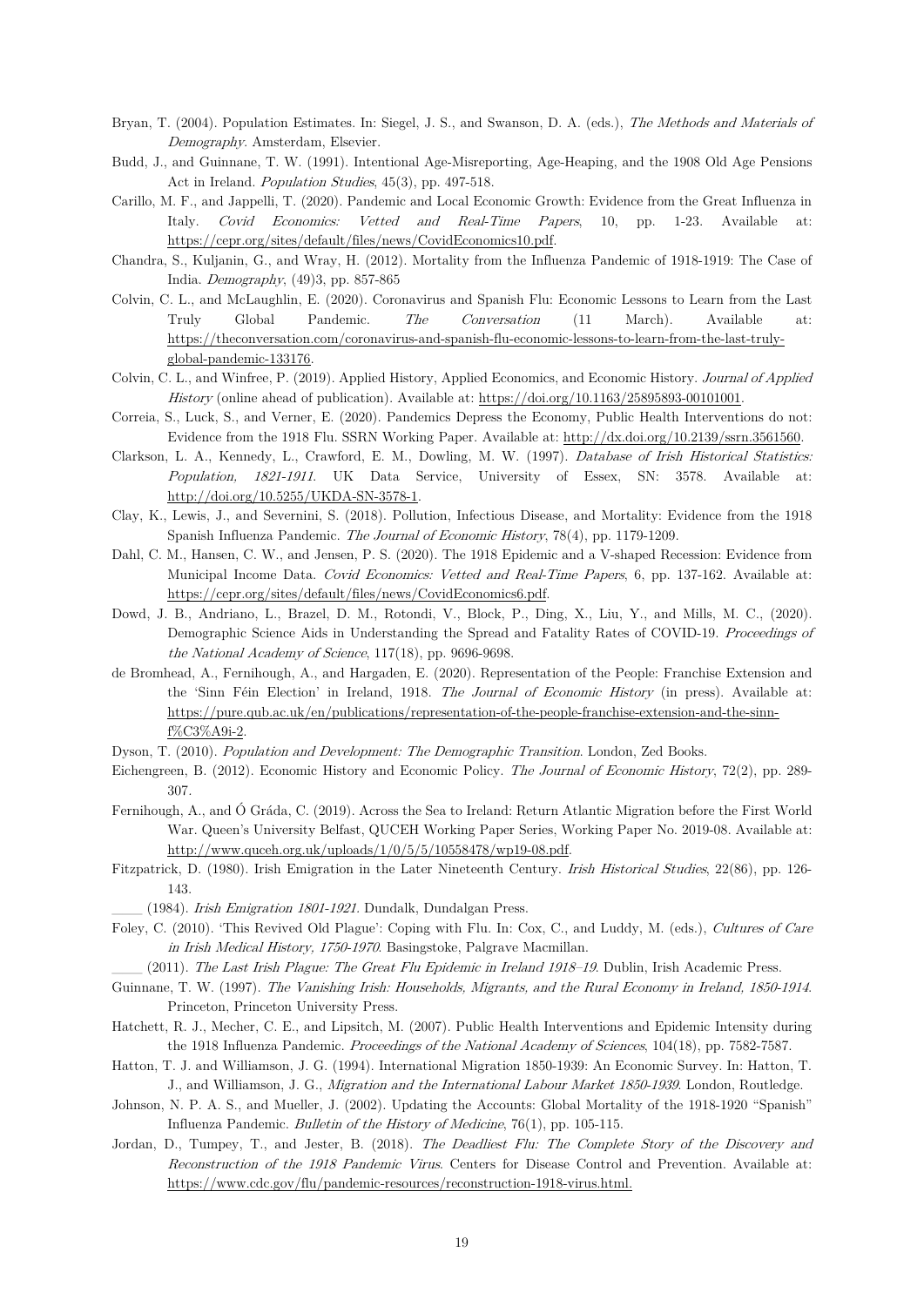Bryan, T. (2004). Population Estimates. In: Siegel, J. S., and Swanson, D. A. (eds.), *The Methods and Materials of Demography*. Amsterdam, Elsevier.

Budd, J., and Guinnane, T. W. (1991). Intentional Age-Misreporting, Age-Heaping, and the 1908 Old Age Pensions Act in Ireland. *Population Studies*, 45(3), pp. 497-518.

Carillo, M. F., and Jappelli, T. (2020). Pandemic and Local Economic Growth: Evidence from the Great Influenza in Italy. *Covid Economics: Vetted and Real-Time Papers*, 10, pp. 1-23. Available at: https://cepr.org/sites/default/files/news/CovidEconomics10.pdf.

Chandra, S., Kuljanin, G., and Wray, H. (2012). Mortality from the Influenza Pandemic of 1918-1919: The Case of India. *Demography*, (49)3, pp. 857-865

Colvin, C. L., and McLaughlin, E. (2020). Coronavirus and Spanish Flu: Economic Lessons to Learn from the Last Truly Global Pandemic. *The Conversation* (11 March). Available at: https://theconversation.com/coronavirus-and-spanish-flu-economic-lessons-to-learn-from-the-last-truly-global-pandemic-133176.

Colvin, C. L., and Winfree, P. (2019). Applied History, Applied Economics, and Economic History. *Journal of Applied History* (online ahead of publication). Available at: https://doi.org/10.1163/25895893-00101001.

Correia, S., Luck, S., and Verner, E. (2020). Pandemics Depress the Economy, Public Health Interventions do not: Evidence from the 1918 Flu. SSRN Working Paper. Available at: http://dx.doi.org/10.2139/ssrn.3561560.

Clarkson, L. A., Kennedy, L., Crawford, E. M., Dowling, M. W. (1997). *Database of Irish Historical Statistics: Population, 1821-1911*. UK Data Service, University of Essex, SN: 3578. Available at: http://doi.org/10.5255/UKDA-SN-3578-1.

Clay, K., Lewis, J., and Severnini, S. (2018). Pollution, Infectious Disease, and Mortality: Evidence from the 1918 Spanish Influenza Pandemic. *The Journal of Economic History*, 78(4), pp. 1179-1209.

Dahl, C. M., Hansen, C. W., and Jensen, P. S. (2020). The 1918 Epidemic and a V-shaped Recession: Evidence from Municipal Income Data. *Covid Economics: Vetted and Real-Time Papers*, 6, pp. 137-162. Available at: https://cepr.org/sites/default/files/news/CovidEconomics6.pdf.

Dowd, J. B., Andriano, L., Brazel, D. M., Rotondi, V., Block, P., Ding, X., Liu, Y., and Mills, M. C., (2020). Demographic Science Aids in Understanding the Spread and Fatality Rates of COVID-19. *Proceedings of the National Academy of Science*, 117(18), pp. 9696-9698.

de Bromhead, A., Fernihough, A., and Hargaden, E. (2020). Representation of the People: Franchise Extension and the 'Sinn Féin Election' in Ireland, 1918. *The Journal of Economic History* (in press). Available at: https://pure.qub.ac.uk/en/publications/representation-of-the-people-franchise-extension-and-the-sinn-f%C3%A9i-2.

Dyson, T. (2010). *Population and Development: The Demographic Transition*. London, Zed Books.

Eichengreen, B. (2012). Economic History and Economic Policy. *The Journal of Economic History*, 72(2), pp. 289-307.

Fernihough, A., and Ó Gráda, C. (2019). Across the Sea to Ireland: Return Atlantic Migration before the First World War. Queen's University Belfast, QUCEH Working Paper Series, Working Paper No. 2019-08. Available at: http://www.quceh.org.uk/uploads/1/0/5/5/10558478/wp19-08.pdf.

Fitzpatrick, D. (1980). Irish Emigration in the Later Nineteenth Century. *Irish Historical Studies*, 22(86), pp. 126-143.

_____ (1984). *Irish Emigration 1801-1921*. Dundalk, Dundalgan Press.

Foley, C. (2010). 'This Revived Old Plague': Coping with Flu. In: Cox, C., and Luddy, M. (eds.), *Cultures of Care in Irish Medical History, 1750-1970*. Basingstoke, Palgrave Macmillan.

_____ (2011). *The Last Irish Plague: The Great Flu Epidemic in Ireland 1918–19*. Dublin, Irish Academic Press.

Guinnane, T. W. (1997). *The Vanishing Irish: Households, Migrants, and the Rural Economy in Ireland, 1850-1914*. Princeton, Princeton University Press.

Hatchett, R. J., Mecher, C. E., and Lipsitch, M. (2007). Public Health Interventions and Epidemic Intensity during the 1918 Influenza Pandemic. *Proceedings of the National Academy of Sciences*, 104(18), pp. 7582-7587.

Hatton, T. J. and Williamson, J. G. (1994). International Migration 1850-1939: An Economic Survey. In: Hatton, T. J., and Williamson, J. G., *Migration and the International Labour Market 1850-1939*. London, Routledge.

Johnson, N. P. A. S., and Mueller, J. (2002). Updating the Accounts: Global Mortality of the 1918-1920 "Spanish" Influenza Pandemic. *Bulletin of the History of Medicine*, 76(1), pp. 105-115.

Jordan, D., Tumpey, T., and Jester, B. (2018). *The Deadliest Flu: The Complete Story of the Discovery and Reconstruction of the 1918 Pandemic Virus*. Centers for Disease Control and Prevention. Available at: https://www.cdc.gov/flu/pandemic-resources/reconstruction-1918-virus.html.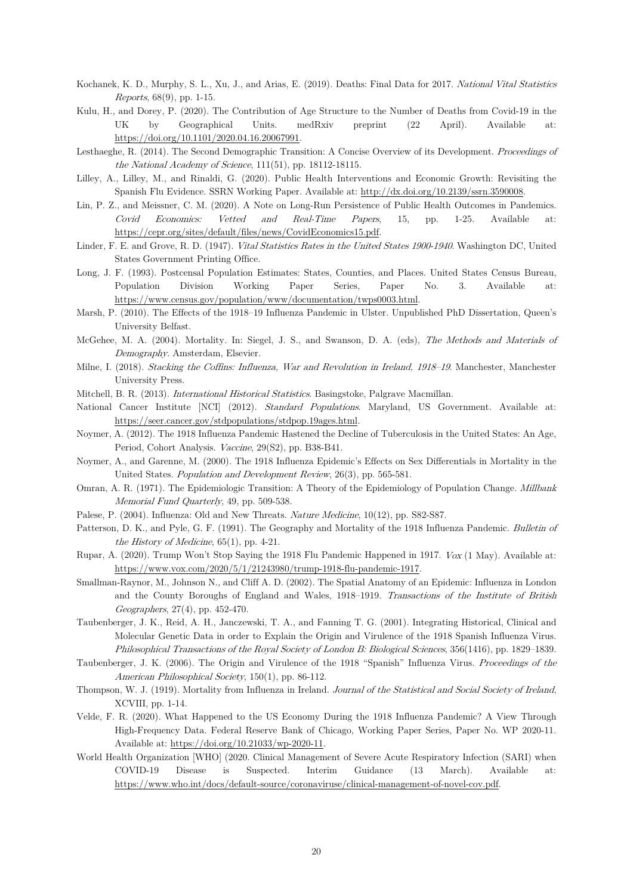Kochanek, K. D., Murphy, S. L., Xu, J., and Arias, E. (2019). Deaths: Final Data for 2017. *National Vital Statistics Reports*, 68(9), pp. 1-15.

Kulu, H., and Dorey, P. (2020). The Contribution of Age Structure to the Number of Deaths from Covid-19 in the UK by Geographical Units. medRxiv preprint (22 April). Available at: https://doi.org/10.1101/2020.04.16.20067991.

Lesthaeghe, R. (2014). The Second Demographic Transition: A Concise Overview of its Development. *Proceedings of the National Academy of Science*, 111(51), pp. 18112-18115.

Lilley, A., Lilley, M., and Rinaldi, G. (2020). Public Health Interventions and Economic Growth: Revisiting the Spanish Flu Evidence. SSRN Working Paper. Available at: http://dx.doi.org/10.2139/ssrn.3590008.

Lin, P. Z., and Meissner, C. M. (2020). A Note on Long-Run Persistence of Public Health Outcomes in Pandemics. *Covid Economics: Vetted and Real-Time Papers*, 15, pp. 1-25. Available at: https://cepr.org/sites/default/files/news/CovidEconomics15.pdf.

Linder, F. E. and Grove, R. D. (1947). *Vital Statistics Rates in the United States 1900-1940*. Washington DC, United States Government Printing Office.

Long, J. F. (1993). Postcensal Population Estimates: States, Counties, and Places. United States Census Bureau, Population Division Working Paper Series, Paper No. 3. Available at: https://www.census.gov/population/www/documentation/twps0003.html.

Marsh, P. (2010). The Effects of the 1918–19 Influenza Pandemic in Ulster. Unpublished PhD Dissertation, Queen's University Belfast.

McGehee, M. A. (2004). Mortality. In: Siegel, J. S., and Swanson, D. A. (eds), *The Methods and Materials of Demography*. Amsterdam, Elsevier.

Milne, I. (2018). *Stacking the Coffins: Influenza, War and Revolution in Ireland, 1918–19*. Manchester, Manchester University Press.

Mitchell, B. R. (2013). *International Historical Statistics*. Basingstoke, Palgrave Macmillan.

National Cancer Institute [NCI] (2012). *Standard Populations*. Maryland, US Government. Available at: https://seer.cancer.gov/stdpopulations/stdpop.19ages.html.

Noymer, A. (2012). The 1918 Influenza Pandemic Hastened the Decline of Tuberculosis in the United States: An Age, Period, Cohort Analysis. *Vaccine*, 29(S2), pp. B38-B41.

Noymer, A., and Garenne, M. (2000). The 1918 Influenza Epidemic's Effects on Sex Differentials in Mortality in the United States. *Population and Development Review*, 26(3), pp. 565-581.

Omran, A. R. (1971). The Epidemiologic Transition: A Theory of the Epidemiology of Population Change. *Millbank Memorial Fund Quarterly*, 49, pp. 509-538.

Palese, P. (2004). Influenza: Old and New Threats. *Nature Medicine*, 10(12), pp. S82-S87.

Patterson, D. K., and Pyle, G. F. (1991). The Geography and Mortality of the 1918 Influenza Pandemic. *Bulletin of the History of Medicine*, 65(1), pp. 4-21.

Rupar, A. (2020). Trump Won't Stop Saying the 1918 Flu Pandemic Happened in 1917. *Vox* (1 May). Available at: https://www.vox.com/2020/5/1/21243980/trump-1918-flu-pandemic-1917.

Smallman-Raynor, M., Johnson N., and Cliff A. D. (2002). The Spatial Anatomy of an Epidemic: Influenza in London and the County Boroughs of England and Wales, 1918–1919. *Transactions of the Institute of British Geographers*, 27(4), pp. 452-470.

Taubenberger, J. K., Reid, A. H., Janczewski, T. A., and Fanning T. G. (2001). Integrating Historical, Clinical and Molecular Genetic Data in order to Explain the Origin and Virulence of the 1918 Spanish Influenza Virus. *Philosophical Transactions of the Royal Society of London B: Biological Sciences*, 356(1416), pp. 1829–1839.

Taubenberger, J. K. (2006). The Origin and Virulence of the 1918 "Spanish" Influenza Virus. *Proceedings of the American Philosophical Society*, 150(1), pp. 86-112.

Thompson, W. J. (1919). Mortality from Influenza in Ireland. *Journal of the Statistical and Social Society of Ireland*, XCVIII, pp. 1-14.

Velde, F. R. (2020). What Happened to the US Economy During the 1918 Influenza Pandemic? A View Through High-Frequency Data. Federal Reserve Bank of Chicago, Working Paper Series, Paper No. WP 2020-11. Available at: https://doi.org/10.21033/wp-2020-11.

World Health Organization [WHO] (2020. Clinical Management of Severe Acute Respiratory Infection (SARI) when COVID-19 Disease is Suspected. Interim Guidance (13 March). Available at: https://www.who.int/docs/default-source/coronaviruse/clinical-management-of-novel-cov.pdf.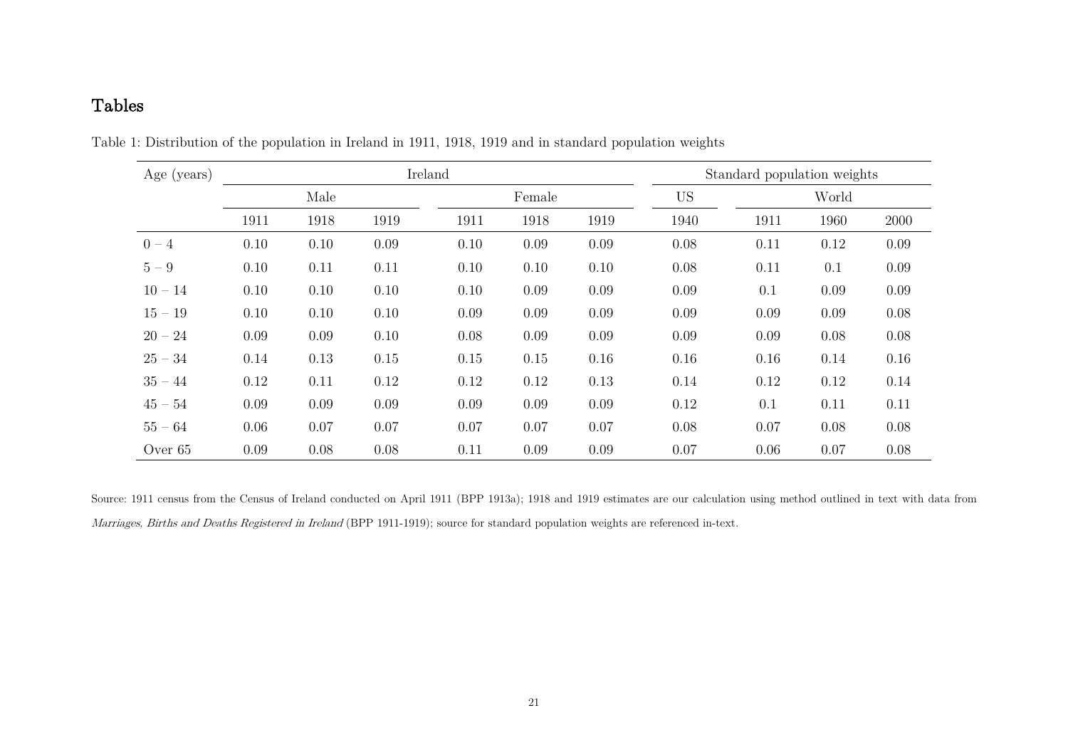# Tables

Table 1: Distribution of the population in Ireland in 1911, 1918, 1919 and in standard population weights

| Age (years) | Ireland | | | | | | Standard population weights | | | |
|---|---|---|---|---|---|---|---|---|---|---|
| | Male | | | Female | | | US | World | | |
| | 1911 | 1918 | 1919 | 1911 | 1918 | 1919 | 1940 | 1911 | 1960 | 2000 |
| 0 – 4 | 0.10 | 0.10 | 0.09 | 0.10 | 0.09 | 0.09 | 0.08 | 0.11 | 0.12 | 0.09 |
| 5 – 9 | 0.10 | 0.11 | 0.11 | 0.10 | 0.10 | 0.10 | 0.08 | 0.11 | 0.1 | 0.09 |
| 10 – 14 | 0.10 | 0.10 | 0.10 | 0.10 | 0.09 | 0.09 | 0.09 | 0.1 | 0.09 | 0.09 |
| 15 – 19 | 0.10 | 0.10 | 0.10 | 0.09 | 0.09 | 0.09 | 0.09 | 0.09 | 0.09 | 0.08 |
| 20 – 24 | 0.09 | 0.09 | 0.10 | 0.08 | 0.09 | 0.09 | 0.09 | 0.09 | 0.08 | 0.08 |
| 25 – 34 | 0.14 | 0.13 | 0.15 | 0.15 | 0.15 | 0.16 | 0.16 | 0.16 | 0.14 | 0.16 |
| 35 – 44 | 0.12 | 0.11 | 0.12 | 0.12 | 0.12 | 0.13 | 0.14 | 0.12 | 0.12 | 0.14 |
| 45 – 54 | 0.09 | 0.09 | 0.09 | 0.09 | 0.09 | 0.09 | 0.12 | 0.1 | 0.11 | 0.11 |
| 55 – 64 | 0.06 | 0.07 | 0.07 | 0.07 | 0.07 | 0.07 | 0.08 | 0.07 | 0.08 | 0.08 |
| Over 65 | 0.09 | 0.08 | 0.08 | 0.11 | 0.09 | 0.09 | 0.07 | 0.06 | 0.07 | 0.08 |

Source: 1911 census from the Census of Ireland conducted on April 1911 (BPP 1913a); 1918 and 1919 estimates are our calculation using method outlined in text with data from *Marriages, Births and Deaths Registered in Ireland* (BPP 1911-1919); source for standard population weights are referenced in-text.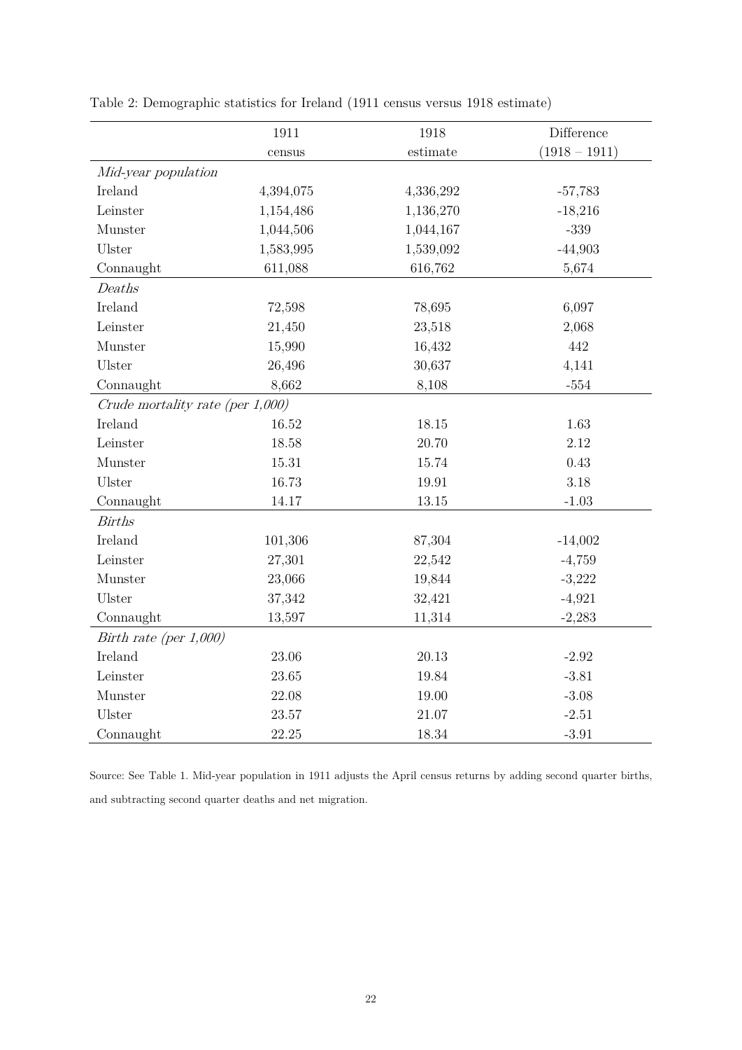Table 2: Demographic statistics for Ireland (1911 census versus 1918 estimate)

| | 1911 census | 1918 estimate | Difference (1918 – 1911) |
|---|---|---|---|
| *Mid-year population* | | | |
| Ireland | 4,394,075 | 4,336,292 | -57,783 |
| Leinster | 1,154,486 | 1,136,270 | -18,216 |
| Munster | 1,044,506 | 1,044,167 | -339 |
| Ulster | 1,583,995 | 1,539,092 | -44,903 |
| Connaught | 611,088 | 616,762 | 5,674 |
| *Deaths* | | | |
| Ireland | 72,598 | 78,695 | 6,097 |
| Leinster | 21,450 | 23,518 | 2,068 |
| Munster | 15,990 | 16,432 | 442 |
| Ulster | 26,496 | 30,637 | 4,141 |
| Connaught | 8,662 | 8,108 | -554 |
| *Crude mortality rate (per 1,000)* | | | |
| Ireland | 16.52 | 18.15 | 1.63 |
| Leinster | 18.58 | 20.70 | 2.12 |
| Munster | 15.31 | 15.74 | 0.43 |
| Ulster | 16.73 | 19.91 | 3.18 |
| Connaught | 14.17 | 13.15 | -1.03 |
| *Births* | | | |
| Ireland | 101,306 | 87,304 | -14,002 |
| Leinster | 27,301 | 22,542 | -4,759 |
| Munster | 23,066 | 19,844 | -3,222 |
| Ulster | 37,342 | 32,421 | -4,921 |
| Connaught | 13,597 | 11,314 | -2,283 |
| *Birth rate (per 1,000)* | | | |
| Ireland | 23.06 | 20.13 | -2.92 |
| Leinster | 23.65 | 19.84 | -3.81 |
| Munster | 22.08 | 19.00 | -3.08 |
| Ulster | 23.57 | 21.07 | -2.51 |
| Connaught | 22.25 | 18.34 | -3.91 |

Source: See Table 1. Mid-year population in 1911 adjusts the April census returns by adding second quarter births, and subtracting second quarter deaths and net migration.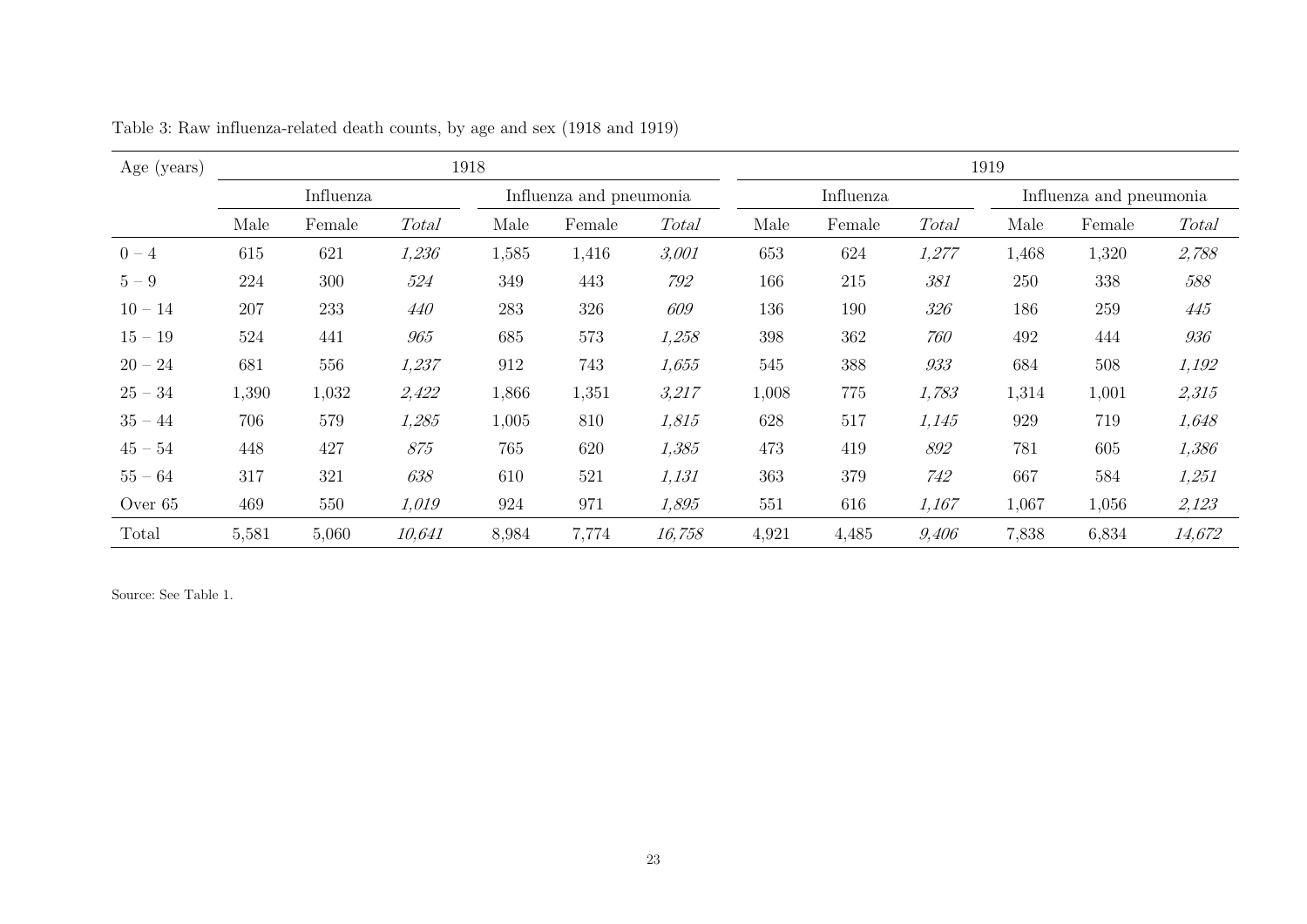Table 3: Raw influenza-related death counts, by age and sex (1918 and 1919)

| Age (years) | 1918 | | | | | | 1919 | | | | | |
|---|---|---|---|---|---|---|---|---|---|---|---|---|
| | Influenza | | | Influenza and pneumonia | | | Influenza | | | Influenza and pneumonia | | |
| | Male | Female | *Total* | Male | Female | *Total* | Male | Female | *Total* | Male | Female | *Total* |
| 0 – 4 | 615 | 621 | *1,236* | 1,585 | 1,416 | *3,001* | 653 | 624 | *1,277* | 1,468 | 1,320 | *2,788* |
| 5 – 9 | 224 | 300 | *524* | 349 | 443 | *792* | 166 | 215 | *381* | 250 | 338 | *588* |
| 10 – 14 | 207 | 233 | *440* | 283 | 326 | *609* | 136 | 190 | *326* | 186 | 259 | *445* |
| 15 – 19 | 524 | 441 | *965* | 685 | 573 | *1,258* | 398 | 362 | *760* | 492 | 444 | *936* |
| 20 – 24 | 681 | 556 | *1,237* | 912 | 743 | *1,655* | 545 | 388 | *933* | 684 | 508 | *1,192* |
| 25 – 34 | 1,390 | 1,032 | *2,422* | 1,866 | 1,351 | *3,217* | 1,008 | 775 | *1,783* | 1,314 | 1,001 | *2,315* |
| 35 – 44 | 706 | 579 | *1,285* | 1,005 | 810 | *1,815* | 628 | 517 | *1,145* | 929 | 719 | *1,648* |
| 45 – 54 | 448 | 427 | *875* | 765 | 620 | *1,385* | 473 | 419 | *892* | 781 | 605 | *1,386* |
| 55 – 64 | 317 | 321 | *638* | 610 | 521 | *1,131* | 363 | 379 | *742* | 667 | 584 | *1,251* |
| Over 65 | 469 | 550 | *1,019* | 924 | 971 | *1,895* | 551 | 616 | *1,167* | 1,067 | 1,056 | *2,123* |
| Total | 5,581 | 5,060 | *10,641* | 8,984 | 7,774 | *16,758* | 4,921 | 4,485 | *9,406* | 7,838 | 6,834 | *14,672* |

Source: See Table 1.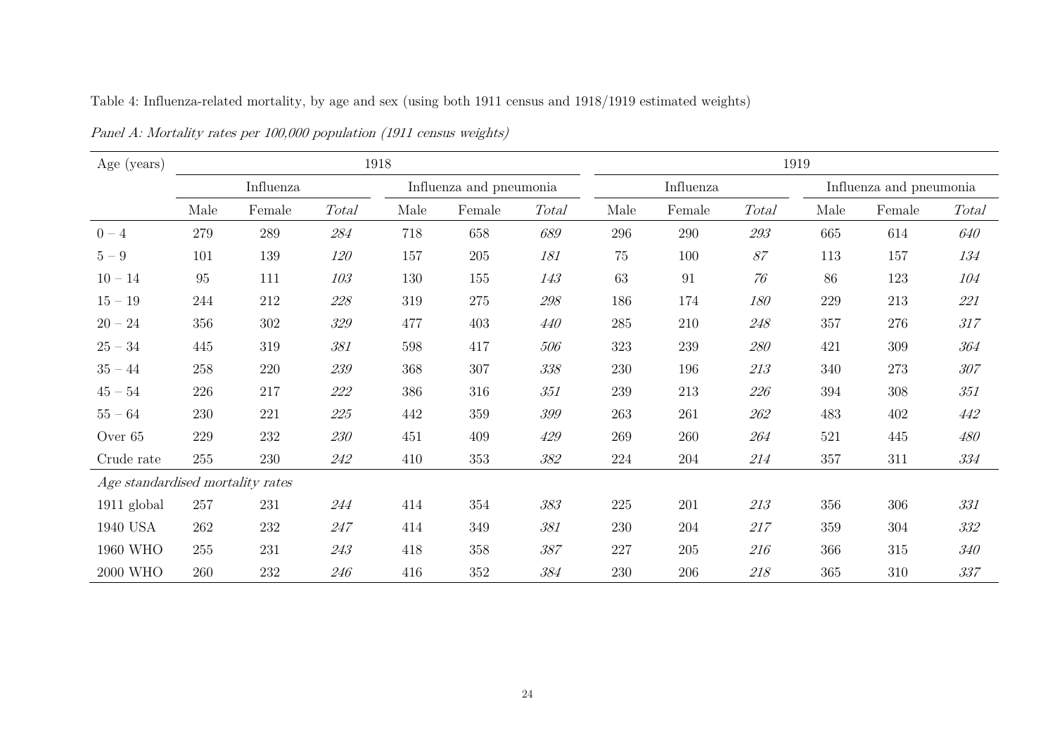Table 4: Influenza-related mortality, by age and sex (using both 1911 census and 1918/1919 estimated weights)

*Panel A: Mortality rates per 100,000 population (1911 census weights)*

| Age (years) | 1918 | | | | | | 1919 | | | | | |
|---|---|---|---|---|---|---|---|---|---|---|---|---|
| | Influenza | | | Influenza and pneumonia | | | Influenza | | | Influenza and pneumonia | | |
| | Male | Female | *Total* | Male | Female | *Total* | Male | Female | *Total* | Male | Female | *Total* |
| 0 − 4 | 279 | 289 | *284* | 718 | 658 | *689* | 296 | 290 | *293* | 665 | 614 | *640* |
| 5 − 9 | 101 | 139 | *120* | 157 | 205 | *181* | 75 | 100 | *87* | 113 | 157 | *134* |
| 10 − 14 | 95 | 111 | *103* | 130 | 155 | *143* | 63 | 91 | *76* | 86 | 123 | *104* |
| 15 − 19 | 244 | 212 | *228* | 319 | 275 | *298* | 186 | 174 | *180* | 229 | 213 | *221* |
| 20 − 24 | 356 | 302 | *329* | 477 | 403 | *440* | 285 | 210 | *248* | 357 | 276 | *317* |
| 25 − 34 | 445 | 319 | *381* | 598 | 417 | *506* | 323 | 239 | *280* | 421 | 309 | *364* |
| 35 − 44 | 258 | 220 | *239* | 368 | 307 | *338* | 230 | 196 | *213* | 340 | 273 | *307* |
| 45 − 54 | 226 | 217 | *222* | 386 | 316 | *351* | 239 | 213 | *226* | 394 | 308 | *351* |
| 55 − 64 | 230 | 221 | *225* | 442 | 359 | *399* | 263 | 261 | *262* | 483 | 402 | *442* |
| Over 65 | 229 | 232 | *230* | 451 | 409 | *429* | 269 | 260 | *264* | 521 | 445 | *480* |
| Crude rate | 255 | 230 | *242* | 410 | 353 | *382* | 224 | 204 | *214* | 357 | 311 | *334* |
| *Age standardised mortality rates* | | | | | | | | | | | | |
| 1911 global | 257 | 231 | *244* | 414 | 354 | *383* | 225 | 201 | *213* | 356 | 306 | *331* |
| 1940 USA | 262 | 232 | *247* | 414 | 349 | *381* | 230 | 204 | *217* | 359 | 304 | *332* |
| 1960 WHO | 255 | 231 | *243* | 418 | 358 | *387* | 227 | 205 | *216* | 366 | 315 | *340* |
| 2000 WHO | 260 | 232 | *246* | 416 | 352 | *384* | 230 | 206 | *218* | 365 | 310 | *337* |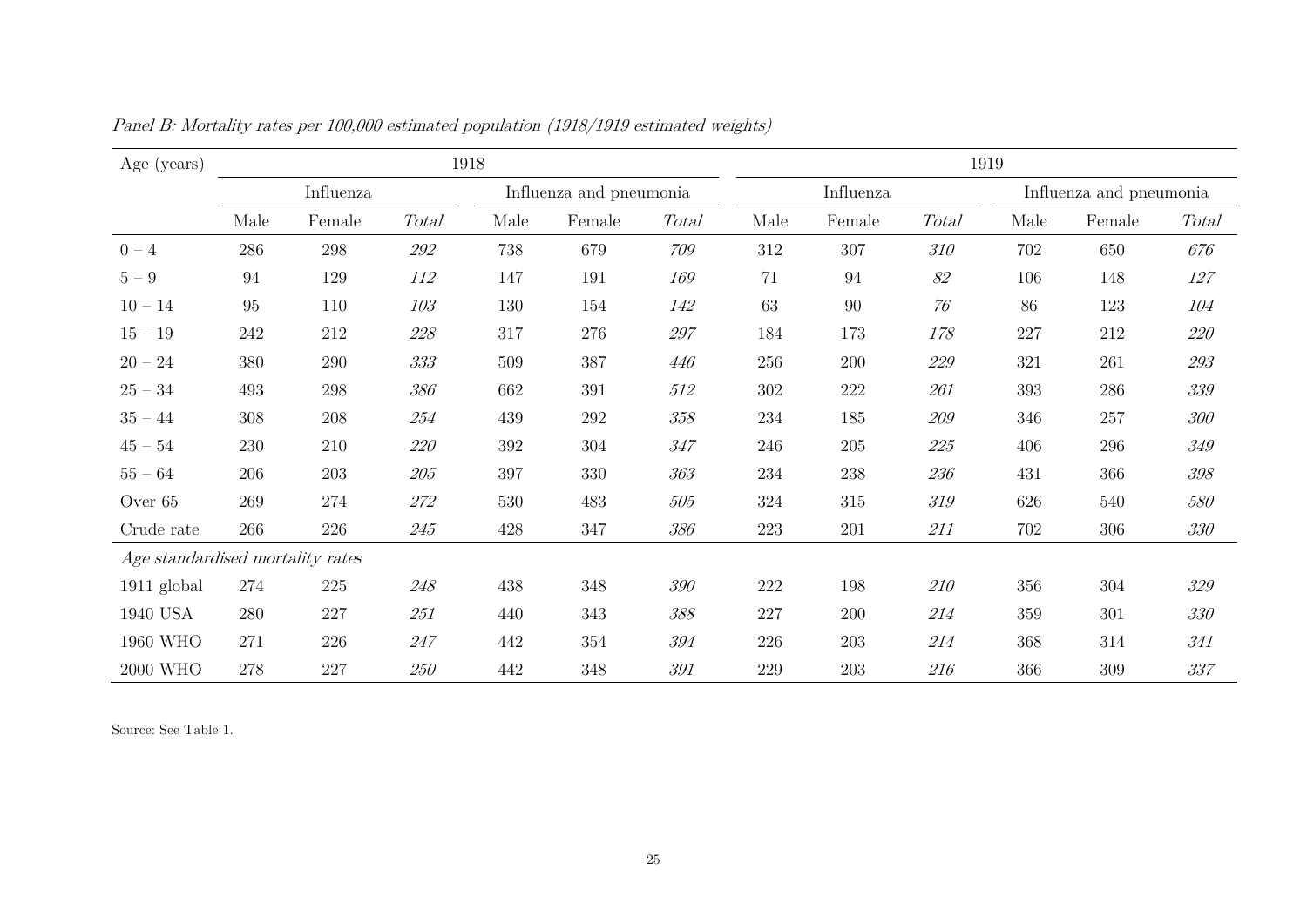*Panel B: Mortality rates per 100,000 estimated population (1918/1919 estimated weights)*

| Age (years) | 1918 | | | | | | 1919 | | | | | |
|---|---|---|---|---|---|---|---|---|---|---|---|---|
| | Influenza | | | Influenza and pneumonia | | | Influenza | | | Influenza and pneumonia | | |
| | Male | Female | *Total* | Male | Female | *Total* | Male | Female | *Total* | Male | Female | *Total* |
| 0 – 4 | 286 | 298 | *292* | 738 | 679 | *709* | 312 | 307 | *310* | 702 | 650 | *676* |
| 5 – 9 | 94 | 129 | *112* | 147 | 191 | *169* | 71 | 94 | *82* | 106 | 148 | *127* |
| 10 – 14 | 95 | 110 | *103* | 130 | 154 | *142* | 63 | 90 | *76* | 86 | 123 | *104* |
| 15 – 19 | 242 | 212 | *228* | 317 | 276 | *297* | 184 | 173 | *178* | 227 | 212 | *220* |
| 20 – 24 | 380 | 290 | *333* | 509 | 387 | *446* | 256 | 200 | *229* | 321 | 261 | *293* |
| 25 – 34 | 493 | 298 | *386* | 662 | 391 | *512* | 302 | 222 | *261* | 393 | 286 | *339* |
| 35 – 44 | 308 | 208 | *254* | 439 | 292 | *358* | 234 | 185 | *209* | 346 | 257 | *300* |
| 45 – 54 | 230 | 210 | *220* | 392 | 304 | *347* | 246 | 205 | *225* | 406 | 296 | *349* |
| 55 – 64 | 206 | 203 | *205* | 397 | 330 | *363* | 234 | 238 | *236* | 431 | 366 | *398* |
| Over 65 | 269 | 274 | *272* | 530 | 483 | *505* | 324 | 315 | *319* | 626 | 540 | *580* |
| Crude rate | 266 | 226 | *245* | 428 | 347 | *386* | 223 | 201 | *211* | 702 | 306 | *330* |
| *Age standardised mortality rates* | | | | | | | | | | | | |
| 1911 global | 274 | 225 | *248* | 438 | 348 | *390* | 222 | 198 | *210* | 356 | 304 | *329* |
| 1940 USA | 280 | 227 | *251* | 440 | 343 | *388* | 227 | 200 | *214* | 359 | 301 | *330* |
| 1960 WHO | 271 | 226 | *247* | 442 | 354 | *394* | 226 | 203 | *214* | 368 | 314 | *341* |
| 2000 WHO | 278 | 227 | *250* | 442 | 348 | *391* | 229 | 203 | *216* | 366 | 309 | *337* |

Source: See Table 1.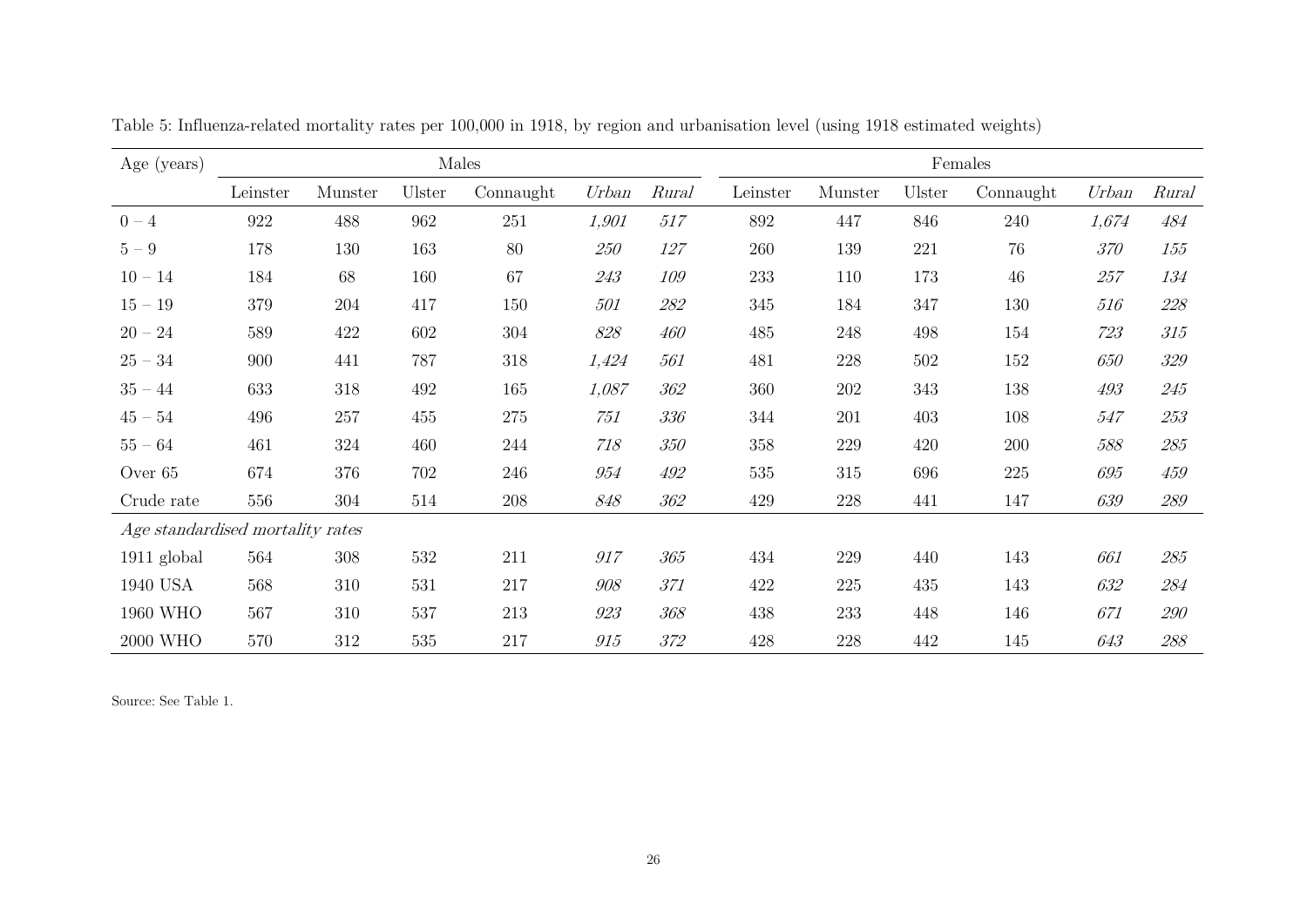Table 5: Influenza-related mortality rates per 100,000 in 1918, by region and urbanisation level (using 1918 estimated weights)

| Age (years) | Males | | | | | | Females | | | | | |
|---|---|---|---|---|---|---|---|---|---|---|---|---|
| | Leinster | Munster | Ulster | Connaught | *Urban* | *Rural* | Leinster | Munster | Ulster | Connaught | *Urban* | *Rural* |
| 0 – 4 | 922 | 488 | 962 | 251 | *1,901* | *517* | 892 | 447 | 846 | 240 | *1,674* | *484* |
| 5 – 9 | 178 | 130 | 163 | 80 | *250* | *127* | 260 | 139 | 221 | 76 | *370* | *155* |
| 10 – 14 | 184 | 68 | 160 | 67 | *243* | *109* | 233 | 110 | 173 | 46 | *257* | *134* |
| 15 – 19 | 379 | 204 | 417 | 150 | *501* | *282* | 345 | 184 | 347 | 130 | *516* | *228* |
| 20 – 24 | 589 | 422 | 602 | 304 | *828* | *460* | 485 | 248 | 498 | 154 | *723* | *315* |
| 25 – 34 | 900 | 441 | 787 | 318 | *1,424* | *561* | 481 | 228 | 502 | 152 | *650* | *329* |
| 35 – 44 | 633 | 318 | 492 | 165 | *1,087* | *362* | 360 | 202 | 343 | 138 | *493* | *245* |
| 45 – 54 | 496 | 257 | 455 | 275 | *751* | *336* | 344 | 201 | 403 | 108 | *547* | *253* |
| 55 – 64 | 461 | 324 | 460 | 244 | *718* | *350* | 358 | 229 | 420 | 200 | *588* | *285* |
| Over 65 | 674 | 376 | 702 | 246 | *954* | *492* | 535 | 315 | 696 | 225 | *695* | *459* |
| Crude rate | 556 | 304 | 514 | 208 | *848* | *362* | 429 | 228 | 441 | 147 | *639* | *289* |
| *Age standardised mortality rates* | | | | | | | | | | | | |
| 1911 global | 564 | 308 | 532 | 211 | *917* | *365* | 434 | 229 | 440 | 143 | *661* | *285* |
| 1940 USA | 568 | 310 | 531 | 217 | *908* | *371* | 422 | 225 | 435 | 143 | *632* | *284* |
| 1960 WHO | 567 | 310 | 537 | 213 | *923* | *368* | 438 | 233 | 448 | 146 | *671* | *290* |
| 2000 WHO | 570 | 312 | 535 | 217 | *915* | *372* | 428 | 228 | 442 | 145 | *643* | *288* |

Source: See Table 1.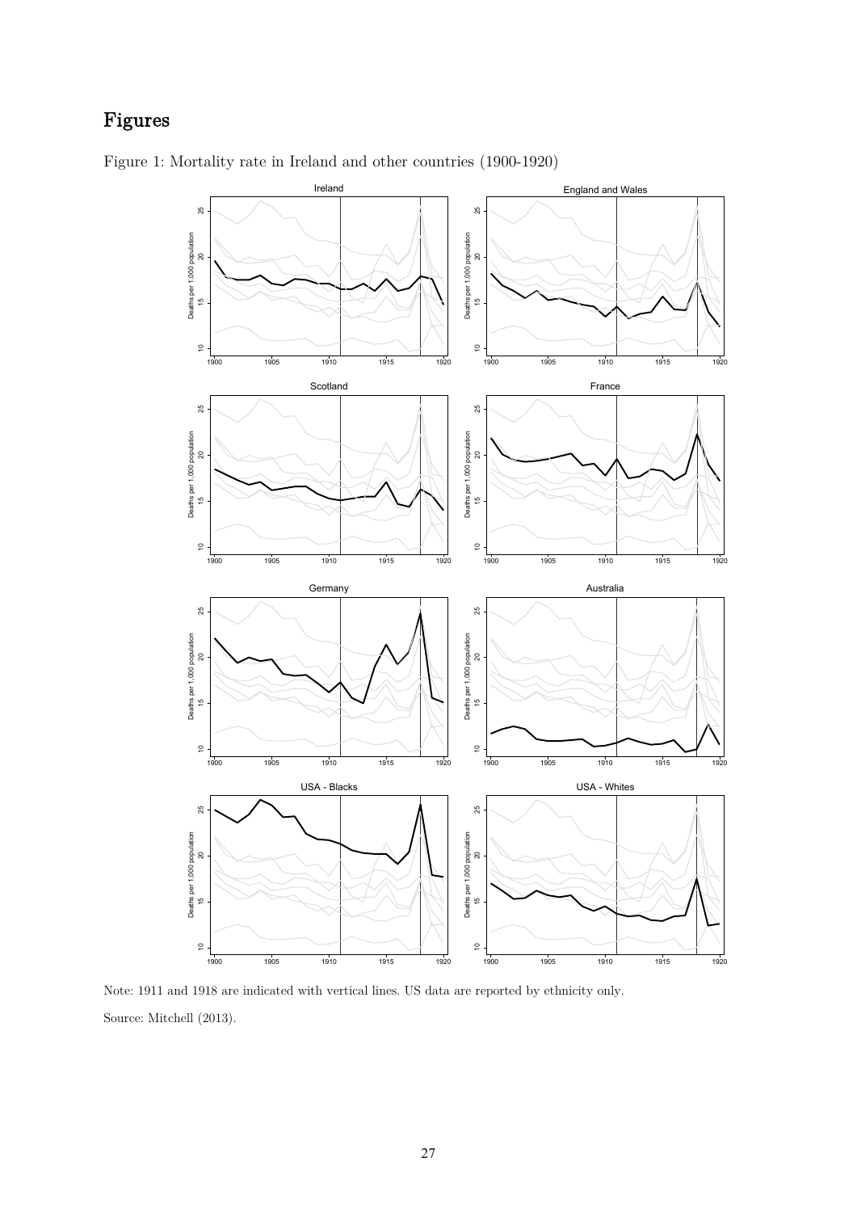# Figures

Figure 1: Mortality rate in Ireland and other countries (1900-1920)

Ireland

England and Wales

Scotland

France

Germany

Australia

USA - Blacks

USA - Whites

Deaths per 1,000 population

10
15
20
25

1900
1905
1910
1915
1920

Note: 1911 and 1918 are indicated with vertical lines. US data are reported by ethnicity only.

Source: Mitchell (2013).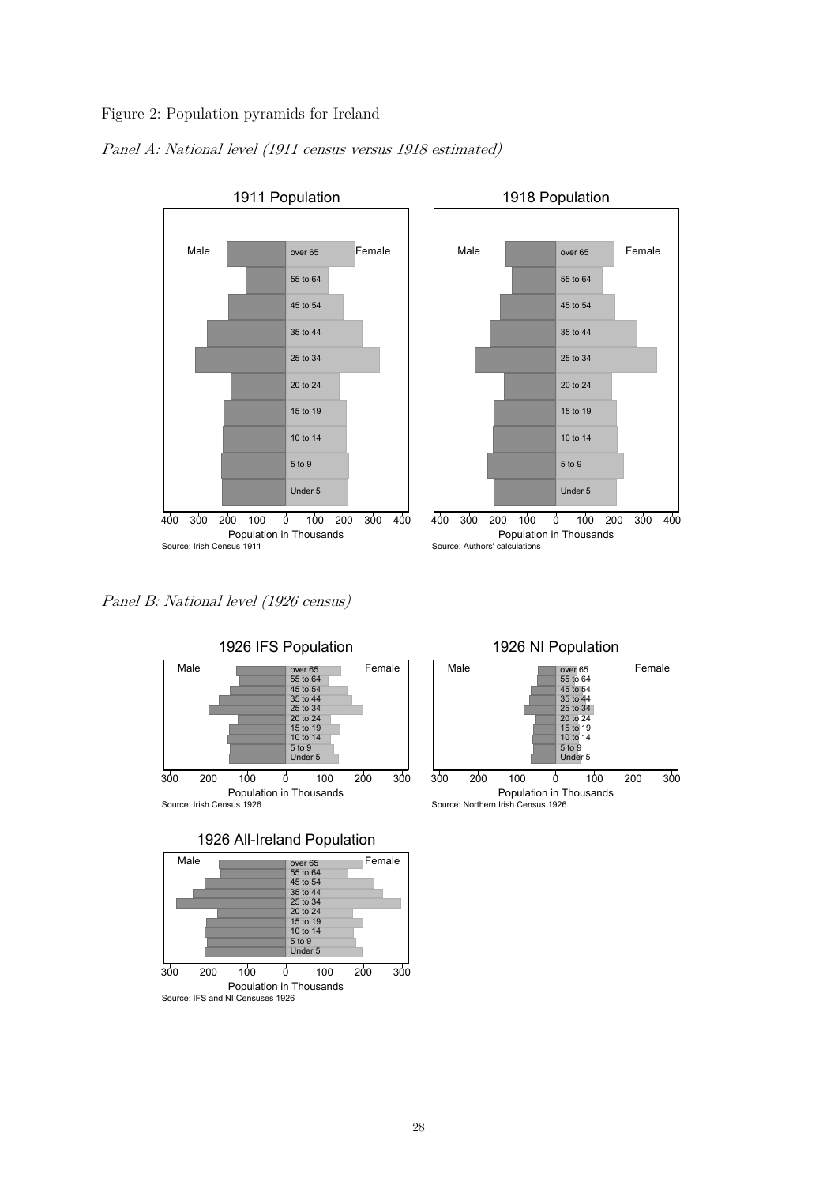Figure 2: Population pyramids for Ireland

*Panel A: National level (1911 census versus 1918 estimated)*

*Panel B: National level (1926 census)*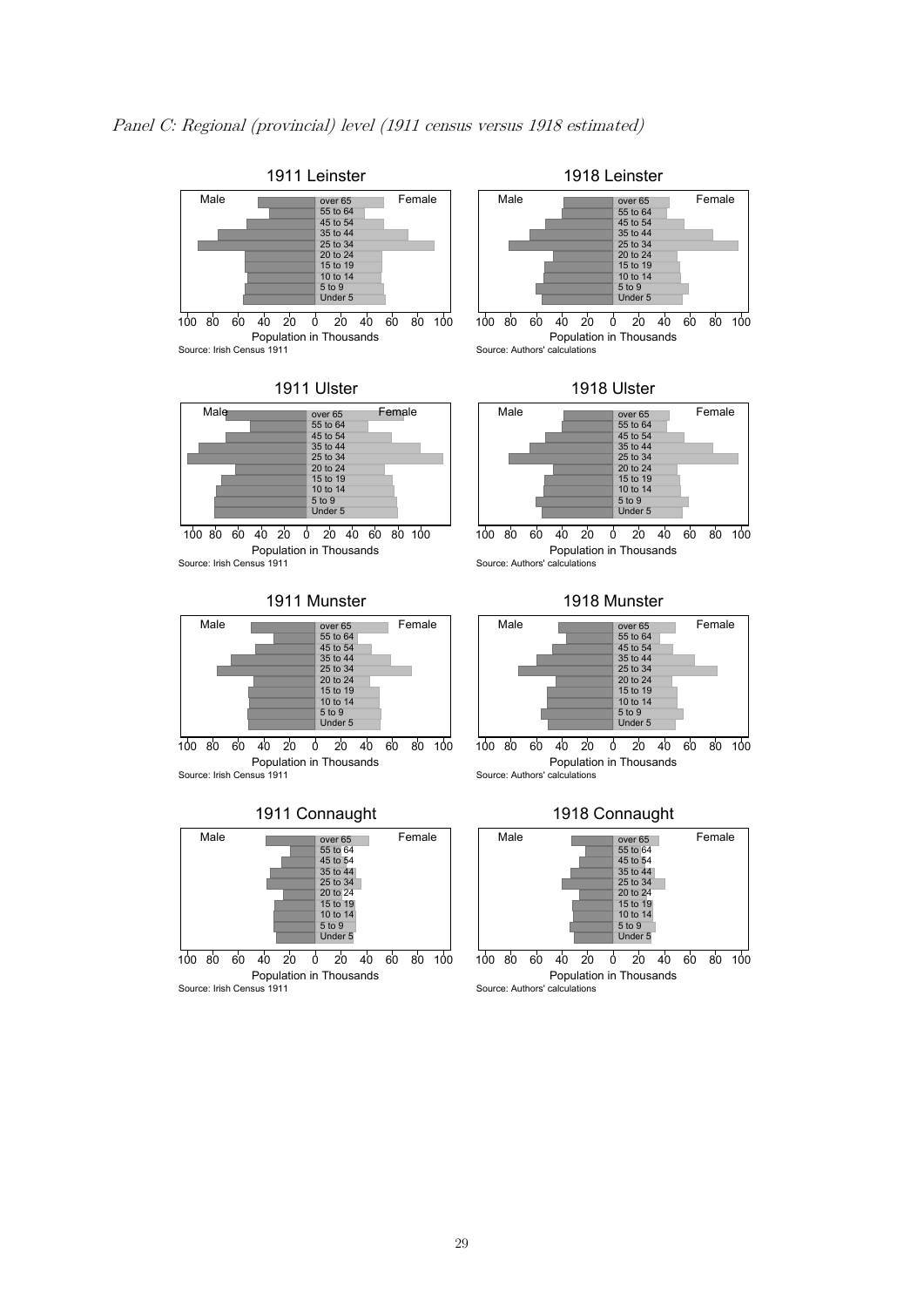*Panel C: Regional (provincial) level (1911 census versus 1918 estimated)*

1911 Leinster

Male Female

over 65
55 to 64
45 to 54
35 to 44
25 to 34
20 to 24
15 to 19
10 to 14
5 to 9
Under 5

100 80 60 40 20 0 20 40 60 80 100

Population in Thousands

Source: Irish Census 1911

1918 Leinster

Male Female

over 65
55 to 64
45 to 54
35 to 44
25 to 34
20 to 24
15 to 19
10 to 14
5 to 9
Under 5

100 80 60 40 20 0 20 40 60 80 100

Population in Thousands

Source: Authors' calculations

1911 Ulster

Male Female

over 65
55 to 64
45 to 54
35 to 44
25 to 34
20 to 24
15 to 19
10 to 14
5 to 9
Under 5

100 80 60 40 20 0 20 40 60 80 100

Population in Thousands

Source: Irish Census 1911

1918 Ulster

Male Female

over 65
55 to 64
45 to 54
35 to 44
25 to 34
20 to 24
15 to 19
10 to 14
5 to 9
Under 5

100 80 60 40 20 0 20 40 60 80 100

Population in Thousands

Source: Authors' calculations

1911 Munster

Male Female

over 65
55 to 64
45 to 54
35 to 44
25 to 34
20 to 24
15 to 19
10 to 14
5 to 9
Under 5

100 80 60 40 20 0 20 40 60 80 100

Population in Thousands

Source: Irish Census 1911

1918 Munster

Male Female

over 65
55 to 64
45 to 54
35 to 44
25 to 34
20 to 24
15 to 19
10 to 14
5 to 9
Under 5

100 80 60 40 20 0 20 40 60 80 100

Population in Thousands

Source: Authors' calculations

1911 Connaught

Male Female

over 65
55 to 64
45 to 54
35 to 44
25 to 34
20 to 24
15 to 19
10 to 14
5 to 9
Under 5

100 80 60 40 20 0 20 40 60 80 100

Population in Thousands

Source: Irish Census 1911

1918 Connaught

Male Female

over 65
55 to 64
45 to 54
35 to 44
25 to 34
20 to 24
15 to 19
10 to 14
5 to 9
Under 5

100 80 60 40 20 0 20 40 60 80 100

Population in Thousands

Source: Authors' calculations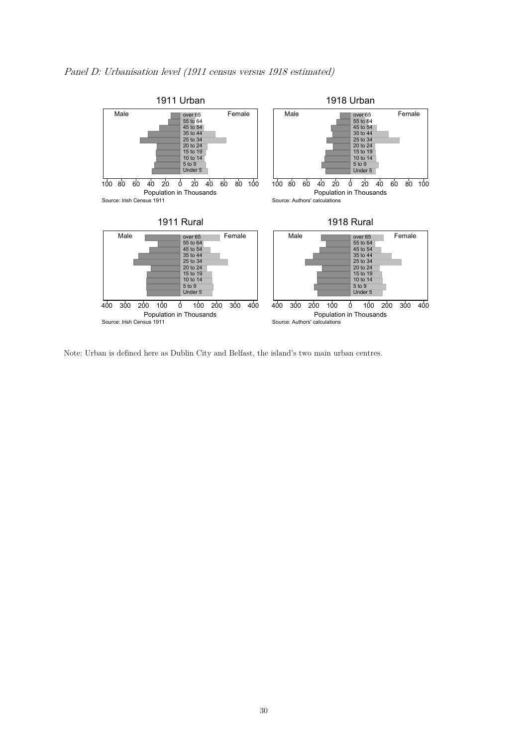*Panel D: Urbanisation level (1911 census versus 1918 estimated)*

1911 Urban

Male Female

Population in Thousands

Source: Irish Census 1911

1918 Urban

Male Female

Population in Thousands

Source: Authors' calculations

1911 Rural

Male Female

Population in Thousands

Source: Irish Census 1911

1918 Rural

Male Female

Population in Thousands

Source: Authors' calculations

Note: Urban is defined here as Dublin City and Belfast, the island's two main urban centres.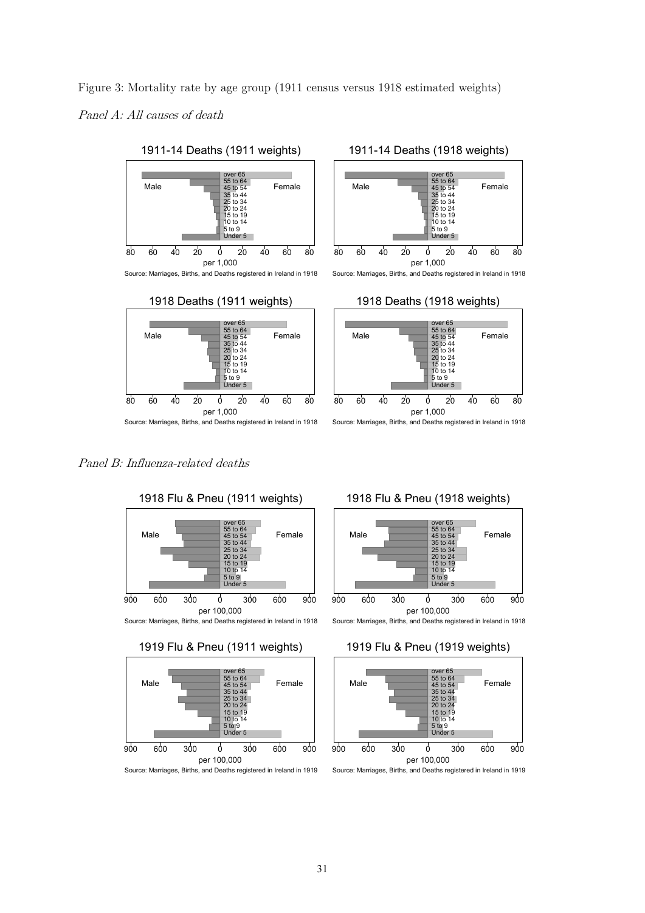Figure 3: Mortality rate by age group (1911 census versus 1918 estimated weights)

*Panel A: All causes of death*

1911-14 Deaths (1911 weights)

Male
Female
over 65
55 to 64
45 to 54
35 to 44
25 to 34
20 to 24
15 to 19
10 to 14
5 to 9
Under 5
80 60 40 20 0 20 40 60 80
per 1,000
Source: Marriages, Births, and Deaths registered in Ireland in 1918

1911-14 Deaths (1918 weights)

Male
Female
over 65
55 to 64
45 to 54
35 to 44
25 to 34
20 to 24
15 to 19
10 to 14
5 to 9
Under 5
80 60 40 20 0 20 40 60 80
per 1,000
Source: Marriages, Births, and Deaths registered in Ireland in 1918

1918 Deaths (1911 weights)

Male
Female
over 65
55 to 64
45 to 54
35 to 44
25 to 34
20 to 24
15 to 19
10 to 14
5 to 9
Under 5
80 60 40 20 0 20 40 60 80
per 1,000
Source: Marriages, Births, and Deaths registered in Ireland in 1918

1918 Deaths (1918 weights)

Male
Female
over 65
55 to 64
45 to 54
35 to 44
25 to 34
20 to 24
15 to 19
10 to 14
5 to 9
Under 5
80 60 40 20 0 20 40 60 80
per 1,000
Source: Marriages, Births, and Deaths registered in Ireland in 1918

*Panel B: Influenza-related deaths*

1918 Flu & Pneu (1911 weights)

Male
Female
over 65
55 to 64
45 to 54
35 to 44
25 to 34
20 to 24
15 to 19
10 to 14
5 to 9
Under 5
900 600 300 0 300 600 900
per 100,000
Source: Marriages, Births, and Deaths registered in Ireland in 1918

1918 Flu & Pneu (1918 weights)

Male
Female
over 65
55 to 64
45 to 54
35 to 44
25 to 34
20 to 24
15 to 19
10 to 14
5 to 9
Under 5
900 600 300 0 300 600 900
per 100,000
Source: Marriages, Births, and Deaths registered in Ireland in 1918

1919 Flu & Pneu (1911 weights)

Male
Female
over 65
55 to 64
45 to 54
35 to 44
25 to 34
20 to 24
15 to 19
10 to 14
5 to 9
Under 5
900 600 300 0 300 600 900
per 100,000
Source: Marriages, Births, and Deaths registered in Ireland in 1919

1919 Flu & Pneu (1919 weights)

Male
Female
over 65
55 to 64
45 to 54
35 to 44
25 to 34
20 to 24
15 to 19
10 to 14
5 to 9
Under 5
900 600 300 0 300 600 900
per 100,000
Source: Marriages, Births, and Deaths registered in Ireland in 1919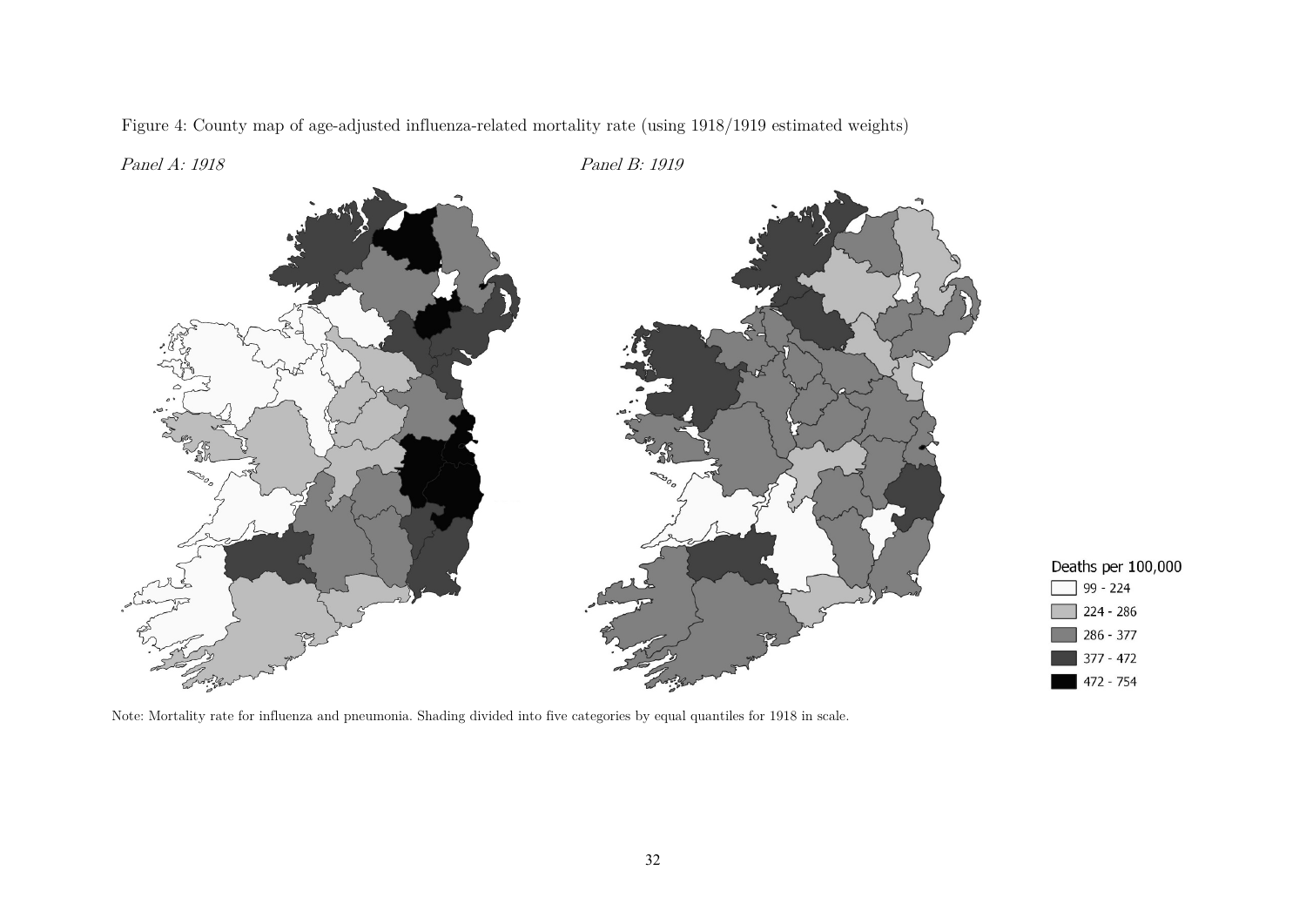Figure 4: County map of age-adjusted influenza-related mortality rate (using 1918/1919 estimated weights)

*Panel A: 1918*

*Panel B: 1919*

Deaths per 100,000

99 - 224

224 - 286

286 - 377

377 - 472

472 - 754

Note: Mortality rate for influenza and pneumonia. Shading divided into five categories by equal quantiles for 1918 in scale.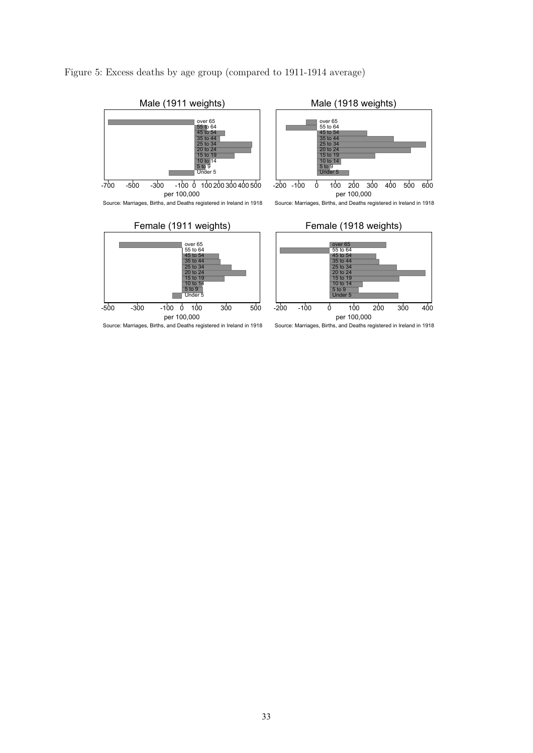Figure 5: Excess deaths by age group (compared to 1911-1914 average)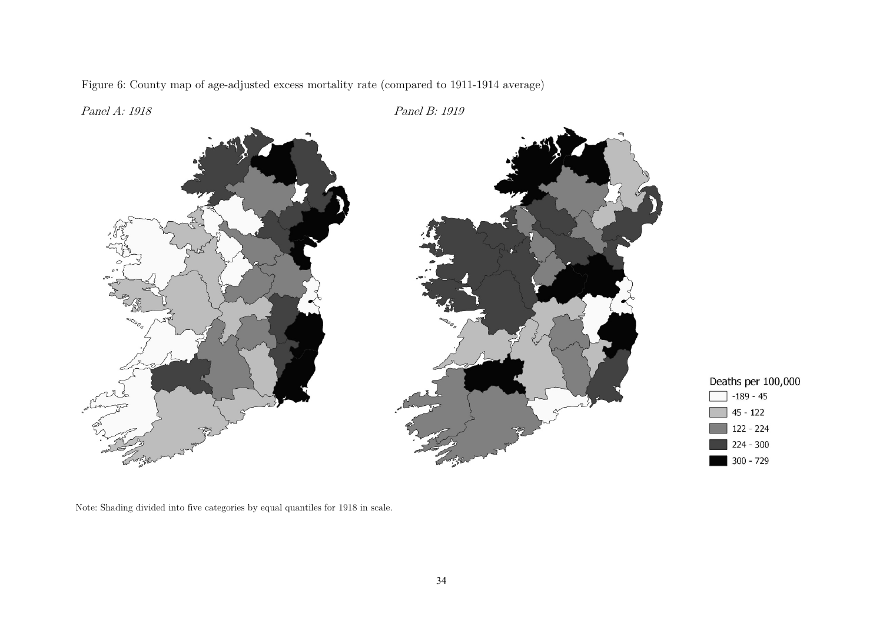Figure 6: County map of age-adjusted excess mortality rate (compared to 1911-1914 average)

*Panel A: 1918*

*Panel B: 1919*

Deaths per 100,000

-189 - 45

45 - 122

122 - 224

224 - 300

300 - 729

Note: Shading divided into five categories by equal quantiles for 1918 in scale.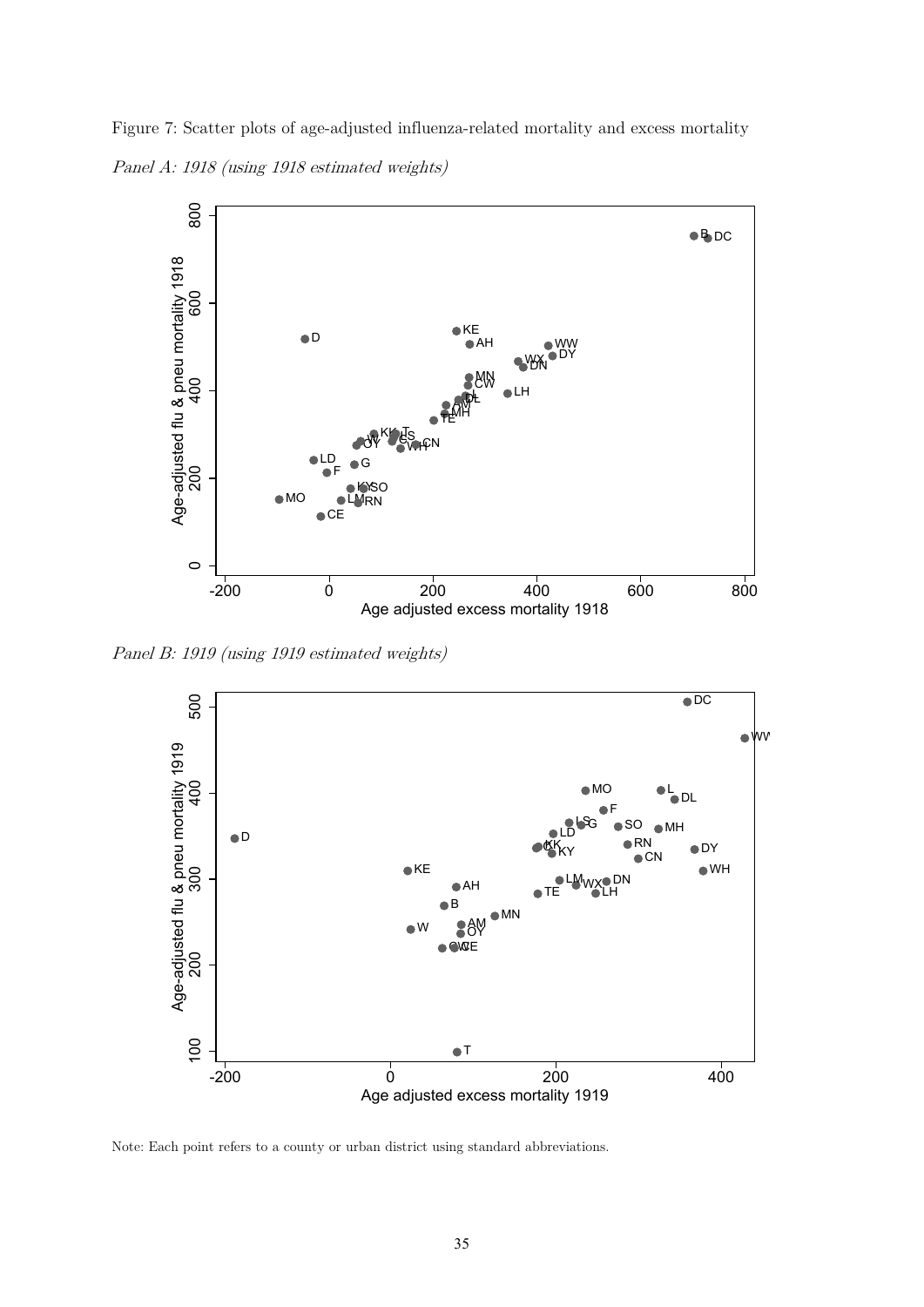Figure 7: Scatter plots of age-adjusted influenza-related mortality and excess mortality

*Panel A: 1918 (using 1918 estimated weights)*

Age-adjusted flu & pneu mortality 1918

0
200
400
600
800

Age adjusted excess mortality 1918

-200
0
200
400
600
800

B
DC
D
KE
AH
WW
WX
DY
DN
MN
CW
LH
L
DL
AM
MH
TE
KK
T
CS
W
OY
CN
WH
LD
G
F
KY
SO
MO
LM
RN
CE

*Panel B: 1919 (using 1919 estimated weights)*

Age-adjusted flu & pneu mortality 1919

100
200
300
400
500

Age adjusted excess mortality 1919

-200
0
200
400

DC
WW
MO
L
DL
F
LS
G
SO
MH
D
LD
CKK
KY
RN
DY
CN
KE
WH
LM
WX
DN
AH
TE
LH
B
MN
W
AM
OY
CW
CE
T

Note: Each point refers to a county or urban district using standard abbreviations.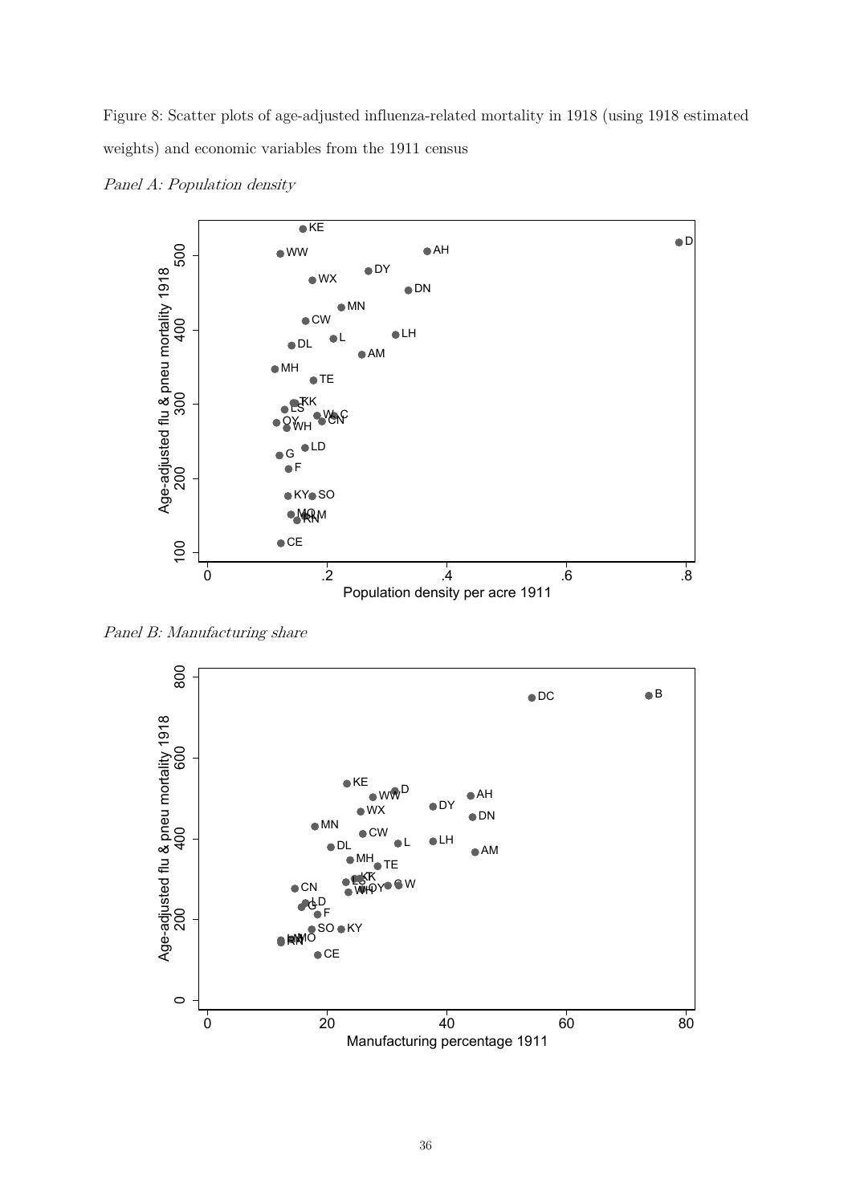Figure 8: Scatter plots of age-adjusted influenza-related mortality in 1918 (using 1918 estimated weights) and economic variables from the 1911 census

*Panel A: Population density*

Age-adjusted flu & pneu mortality 1918

100
200
300
400
500

0
.2
.4
.6
.8

Population density per acre 1911

KE
D
WW
AH
DY
WX
DN
MN
CW
LH
L
DL
AM
MH
TE
T
KK
LS
W
C
OY
CN
WH
LD
G
F
KY
SO
MO
LM
RN
CE

*Panel B: Manufacturing share*

Age-adjusted flu & pneu mortality 1918

0
200
400
600
800

0
20
40
60
80

Manufacturing percentage 1911

DC
B
KE
D
WW
AH
DY
WX
DN
MN
CW
L
LH
DL
AM
MH
TE
KK
LS
T
OY
C
W
WH
CN
LD
G
F
SO
KY
LM
MO
RN
CE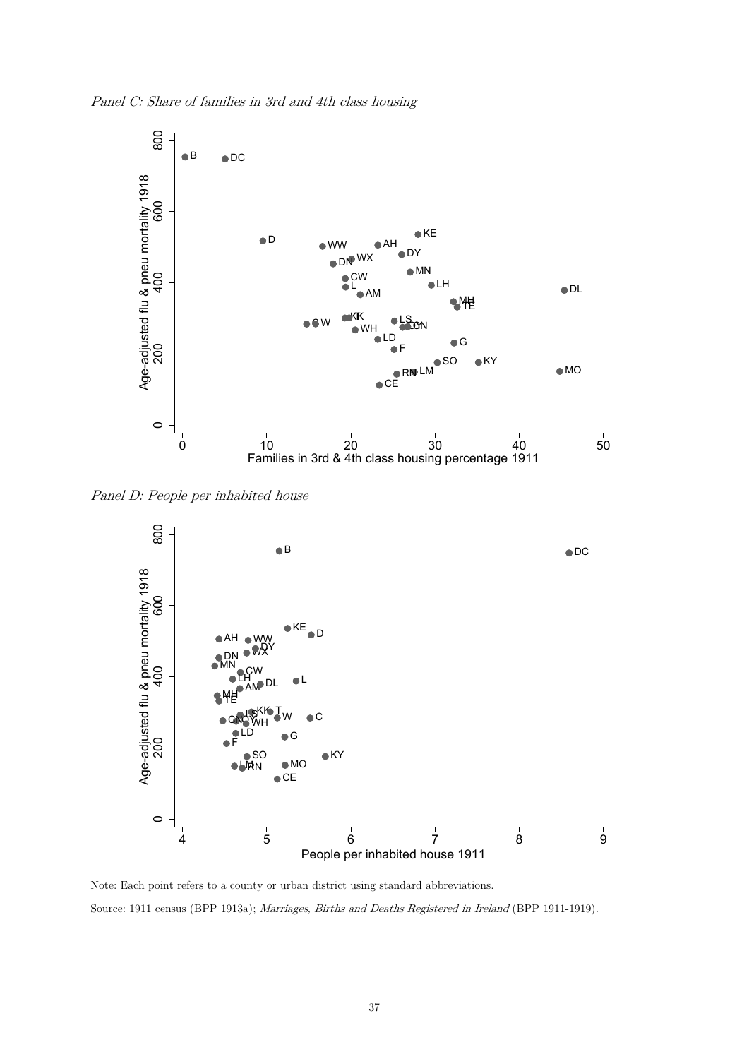*Panel C: Share of families in 3rd and 4th class housing*

Age-adjusted flu & pneu mortality 1918

0
200
400
600
800

0
10
20
30
40
50

Families in 3rd & 4th class housing percentage 1911

B
DC
D
WW
AH
KE
DY
WX
DN
MN
CW
LH
L
DL
AM
MH
TE
KK
T
LS
C
W
WH
CY
ON
LD
G
F
SO
KY
RN
LM
MO
CE

*Panel D: People per inhabited house*

Age-adjusted flu & pneu mortality 1918

0
200
400
600
800

4
5
6
7
8
9

People per inhabited house 1911

B
DC
KE
D
AH
WW
DY
WX
DN
MN
CW
LH
L
DL
AM
MH
TE
LS
KK
T
W
C
ON
CY
WH
LD
G
F
SO
KY
LM
RN
MO
CE

Note: Each point refers to a county or urban district using standard abbreviations.

Source: 1911 census (BPP 1913a); *Marriages, Births and Deaths Registered in Ireland* (BPP 1911-1919).